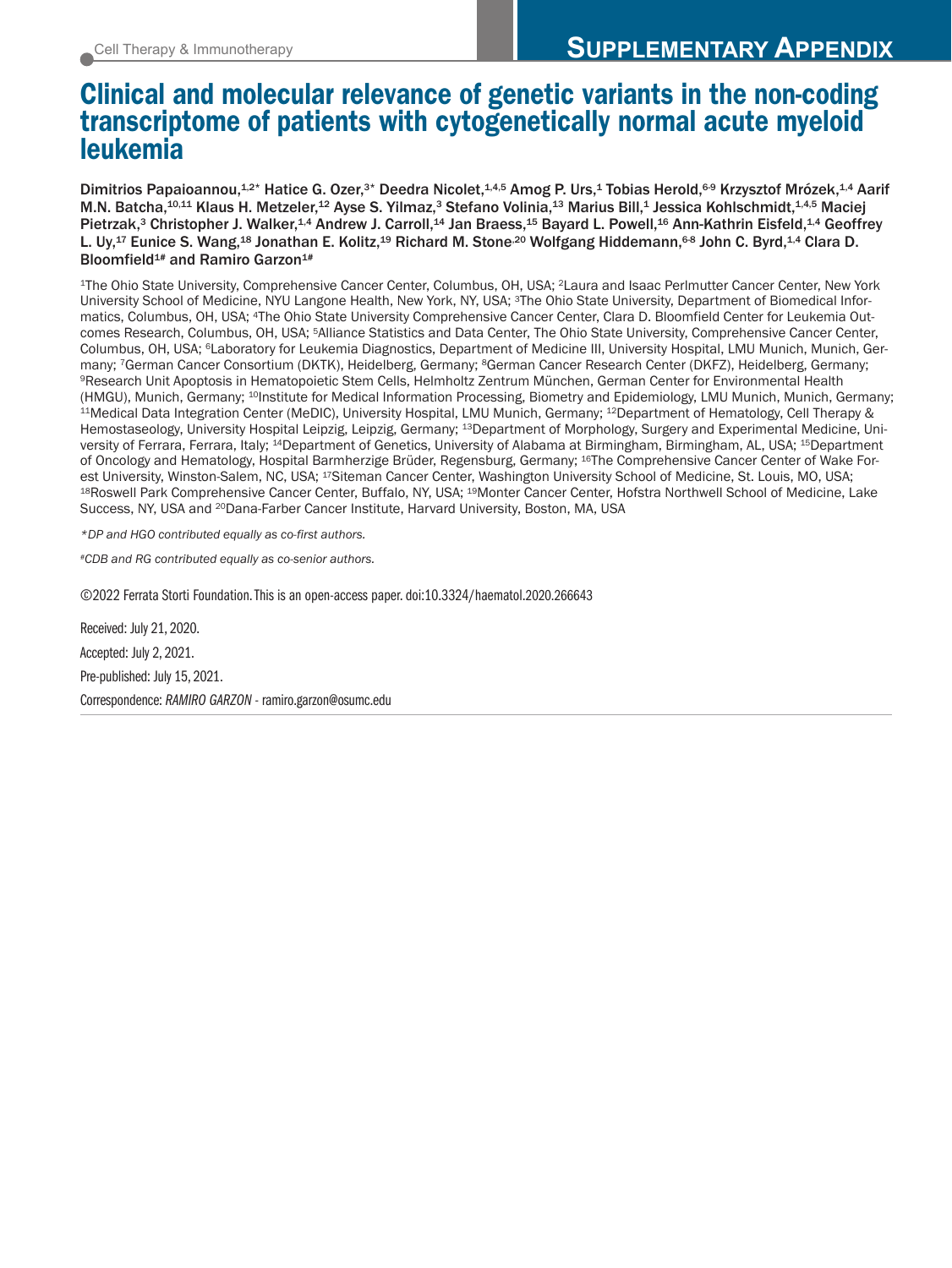# Clinical and molecular relevance of genetic variants in the non-coding transcriptome of patients with cytogenetically normal acute myeloid leukemia

**Dimitrios Papaioannou,[1,2*] Hatice G. Ozer,[3*] Deedra Nicolet,[1,4,5] Amog P. Urs,[1] Tobias Herold,[6-9] Krzysztof Mrózek,[1,4] Aarif M.N. Batcha,[10,11] Klaus H. Metzeler,[12] Ayse S. Yilmaz,[3] Stefano Volinia,[13] Marius Bill,[1] Jessica Kohlschmidt,[1,4,5] Maciej Pietrzak,[3] Christopher J. Walker,[1,4] Andrew J. Carroll,[14] Jan Braess,[15] Bayard L. Powell,[16] Ann-Kathrin Eisfeld,[1,4] Geoffrey L. Uy,[17] Eunice S. Wang,[18] Jonathan E. Kolitz,[19] Richard M. Stone,[20] Wolfgang Hiddemann,[6-8] John C. Byrd,[1,4] Clara D. Bloomfield[1#] and Ramiro Garzon[1#]**

[1]The Ohio State University, Comprehensive Cancer Center, Columbus, OH, USA; [2]Laura and Isaac Perlmutter Cancer Center, New York University School of Medicine, NYU Langone Health, New York, NY, USA; [3]The Ohio State University, Department of Biomedical Informatics, Columbus, OH, USA; [4]The Ohio State University Comprehensive Cancer Center, Clara D. Bloomfield Center for Leukemia Outcomes Research, Columbus, OH, USA; [5]Alliance Statistics and Data Center, The Ohio State University, Comprehensive Cancer Center, Columbus, OH, USA; [6]Laboratory for Leukemia Diagnostics, Department of Medicine III, University Hospital, LMU Munich, Munich, Germany; [7]German Cancer Consortium (DKTK), Heidelberg, Germany; [8]German Cancer Research Center (DKFZ), Heidelberg, Germany; [9]Research Unit Apoptosis in Hematopoietic Stem Cells, Helmholtz Zentrum München, German Center for Environmental Health (HMGU), Munich, Germany; [10]Institute for Medical Information Processing, Biometry and Epidemiology, LMU Munich, Munich, Germany; [11]Medical Data Integration Center (MeDIC), University Hospital, LMU Munich, Germany; [12]Department of Hematology, Cell Therapy & Hemostaseology, University Hospital Leipzig, Leipzig, Germany; [13]Department of Morphology, Surgery and Experimental Medicine, University of Ferrara, Ferrara, Italy; [14]Department of Genetics, University of Alabama at Birmingham, Birmingham, AL, USA; [15]Department of Oncology and Hematology, Hospital Barmherzige Brüder, Regensburg, Germany; [16]The Comprehensive Cancer Center of Wake Forest University, Winston-Salem, NC, USA; [17]Siteman Cancer Center, Washington University School of Medicine, St. Louis, MO, USA; [18]Roswell Park Comprehensive Cancer Center, Buffalo, NY, USA; [19]Monter Cancer Center, Hofstra Northwell School of Medicine, Lake Success, NY, USA and [20]Dana-Farber Cancer Institute, Harvard University, Boston, MA, USA

*\*DP and HGO contributed equally as co-first authors.*

*#CDB and RG contributed equally as co-senior authors.*

©2022 Ferrata Storti Foundation. This is an open-access paper. doi:10.3324/haematol.2020.266643

Received: July 21, 2020.

Accepted: July 2, 2021.

Pre-published: July 15, 2021.

Correspondence: *RAMIRO GARZON* - ramiro.garzon@osumc.edu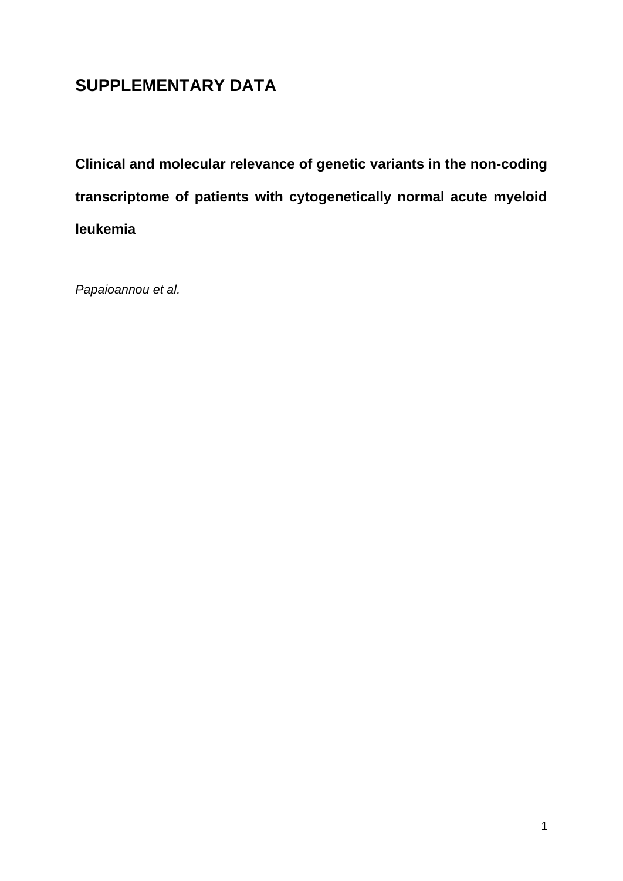# SUPPLEMENTARY DATA

**Clinical and molecular relevance of genetic variants in the non-coding transcriptome of patients with cytogenetically normal acute myeloid leukemia**

*Papaioannou et al.*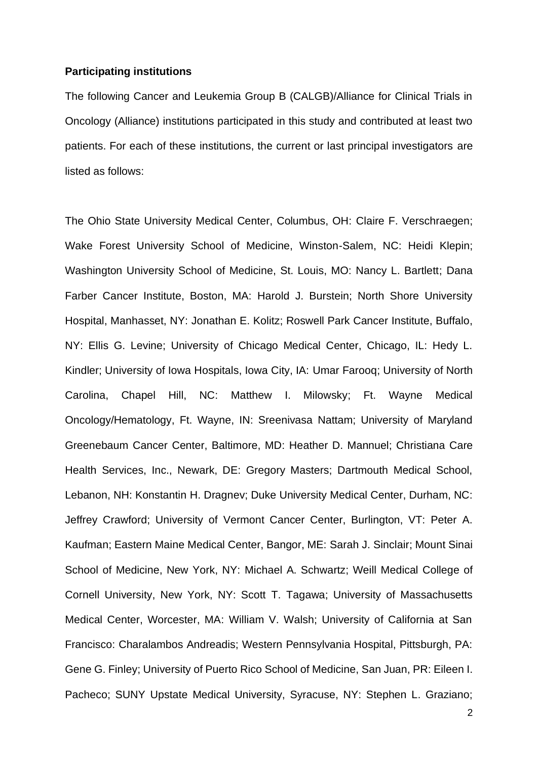**Participating institutions**

The following Cancer and Leukemia Group B (CALGB)/Alliance for Clinical Trials in Oncology (Alliance) institutions participated in this study and contributed at least two patients. For each of these institutions, the current or last principal investigators are listed as follows:

The Ohio State University Medical Center, Columbus, OH: Claire F. Verschraegen; Wake Forest University School of Medicine, Winston-Salem, NC: Heidi Klepin; Washington University School of Medicine, St. Louis, MO: Nancy L. Bartlett; Dana Farber Cancer Institute, Boston, MA: Harold J. Burstein; North Shore University Hospital, Manhasset, NY: Jonathan E. Kolitz; Roswell Park Cancer Institute, Buffalo, NY: Ellis G. Levine; University of Chicago Medical Center, Chicago, IL: Hedy L. Kindler; University of Iowa Hospitals, Iowa City, IA: Umar Farooq; University of North Carolina, Chapel Hill, NC: Matthew I. Milowsky; Ft. Wayne Medical Oncology/Hematology, Ft. Wayne, IN: Sreenivasa Nattam; University of Maryland Greenebaum Cancer Center, Baltimore, MD: Heather D. Mannuel; Christiana Care Health Services, Inc., Newark, DE: Gregory Masters; Dartmouth Medical School, Lebanon, NH: Konstantin H. Dragnev; Duke University Medical Center, Durham, NC: Jeffrey Crawford; University of Vermont Cancer Center, Burlington, VT: Peter A. Kaufman; Eastern Maine Medical Center, Bangor, ME: Sarah J. Sinclair; Mount Sinai School of Medicine, New York, NY: Michael A. Schwartz; Weill Medical College of Cornell University, New York, NY: Scott T. Tagawa; University of Massachusetts Medical Center, Worcester, MA: William V. Walsh; University of California at San Francisco: Charalambos Andreadis; Western Pennsylvania Hospital, Pittsburgh, PA: Gene G. Finley; University of Puerto Rico School of Medicine, San Juan, PR: Eileen I. Pacheco; SUNY Upstate Medical University, Syracuse, NY: Stephen L. Graziano;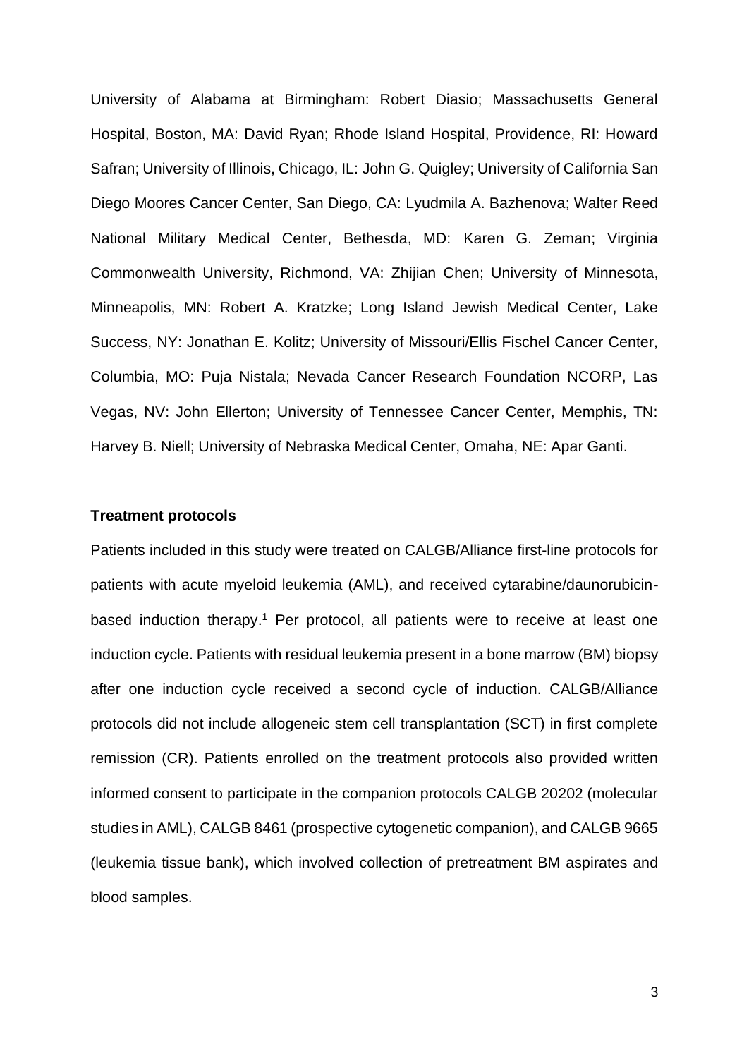University of Alabama at Birmingham: Robert Diasio; Massachusetts General Hospital, Boston, MA: David Ryan; Rhode Island Hospital, Providence, RI: Howard Safran; University of Illinois, Chicago, IL: John G. Quigley; University of California San Diego Moores Cancer Center, San Diego, CA: Lyudmila A. Bazhenova; Walter Reed National Military Medical Center, Bethesda, MD: Karen G. Zeman; Virginia Commonwealth University, Richmond, VA: Zhijian Chen; University of Minnesota, Minneapolis, MN: Robert A. Kratzke; Long Island Jewish Medical Center, Lake Success, NY: Jonathan E. Kolitz; University of Missouri/Ellis Fischel Cancer Center, Columbia, MO: Puja Nistala; Nevada Cancer Research Foundation NCORP, Las Vegas, NV: John Ellerton; University of Tennessee Cancer Center, Memphis, TN: Harvey B. Niell; University of Nebraska Medical Center, Omaha, NE: Apar Ganti.

**Treatment protocols**

Patients included in this study were treated on CALGB/Alliance first-line protocols for patients with acute myeloid leukemia (AML), and received cytarabine/daunorubicin-based induction therapy.[1] Per protocol, all patients were to receive at least one induction cycle. Patients with residual leukemia present in a bone marrow (BM) biopsy after one induction cycle received a second cycle of induction. CALGB/Alliance protocols did not include allogeneic stem cell transplantation (SCT) in first complete remission (CR). Patients enrolled on the treatment protocols also provided written informed consent to participate in the companion protocols CALGB 20202 (molecular studies in AML), CALGB 8461 (prospective cytogenetic companion), and CALGB 9665 (leukemia tissue bank), which involved collection of pretreatment BM aspirates and blood samples.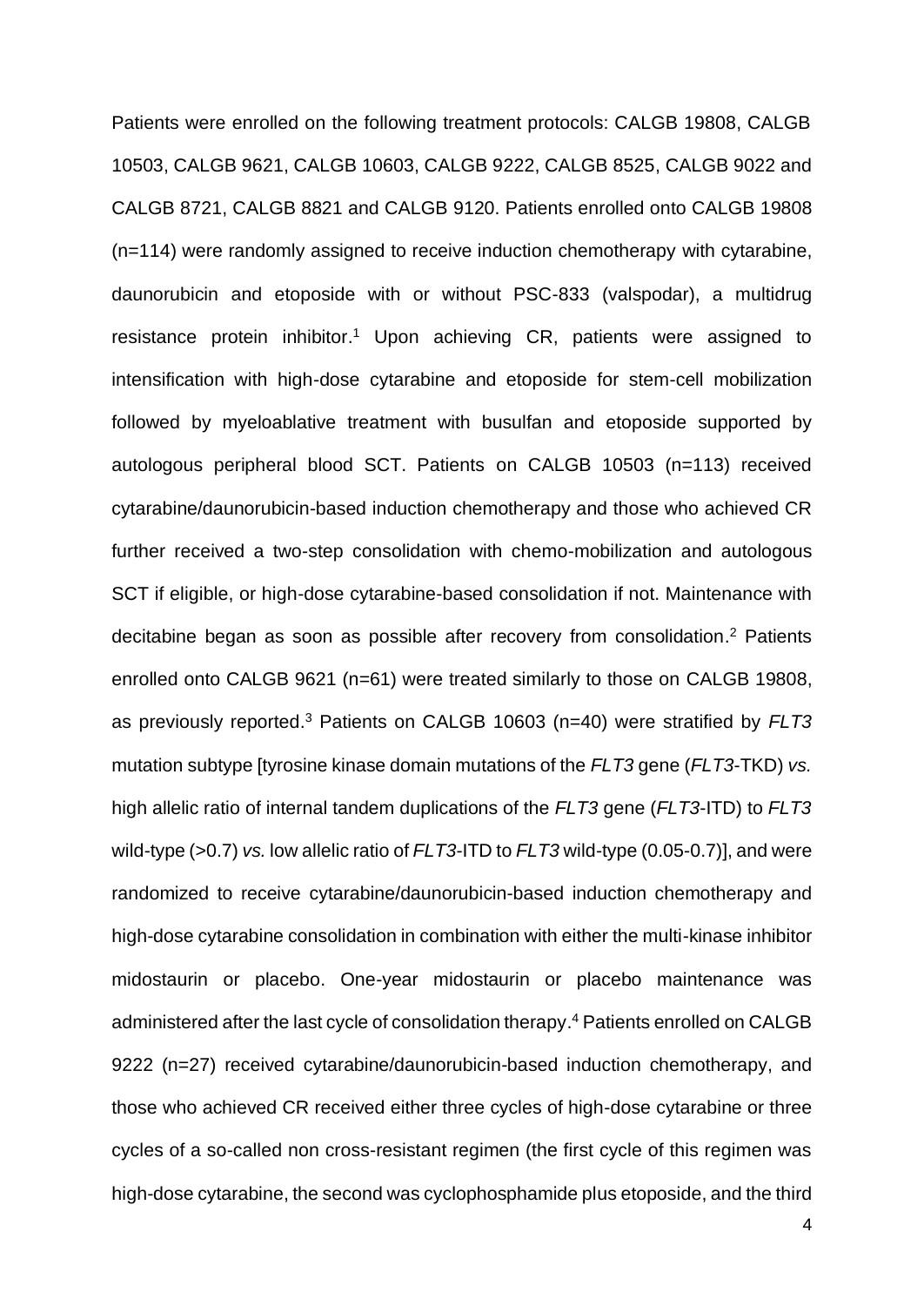Patients were enrolled on the following treatment protocols: CALGB 19808, CALGB 10503, CALGB 9621, CALGB 10603, CALGB 9222, CALGB 8525, CALGB 9022 and CALGB 8721, CALGB 8821 and CALGB 9120. Patients enrolled onto CALGB 19808 (n=114) were randomly assigned to receive induction chemotherapy with cytarabine, daunorubicin and etoposide with or without PSC-833 (valspodar), a multidrug resistance protein inhibitor.[1] Upon achieving CR, patients were assigned to intensification with high-dose cytarabine and etoposide for stem-cell mobilization followed by myeloablative treatment with busulfan and etoposide supported by autologous peripheral blood SCT. Patients on CALGB 10503 (n=113) received cytarabine/daunorubicin-based induction chemotherapy and those who achieved CR further received a two-step consolidation with chemo-mobilization and autologous SCT if eligible, or high-dose cytarabine-based consolidation if not. Maintenance with decitabine began as soon as possible after recovery from consolidation.[2] Patients enrolled onto CALGB 9621 (n=61) were treated similarly to those on CALGB 19808, as previously reported.[3] Patients on CALGB 10603 (n=40) were stratified by *FLT3* mutation subtype [tyrosine kinase domain mutations of the *FLT3* gene (*FLT3*-TKD) *vs.* high allelic ratio of internal tandem duplications of the *FLT3* gene (*FLT3*-ITD) to *FLT3* wild-type (>0.7) *vs.* low allelic ratio of *FLT3*-ITD to *FLT3* wild-type (0.05-0.7)], and were randomized to receive cytarabine/daunorubicin-based induction chemotherapy and high-dose cytarabine consolidation in combination with either the multi-kinase inhibitor midostaurin or placebo. One-year midostaurin or placebo maintenance was administered after the last cycle of consolidation therapy.[4] Patients enrolled on CALGB 9222 (n=27) received cytarabine/daunorubicin-based induction chemotherapy, and those who achieved CR received either three cycles of high-dose cytarabine or three cycles of a so-called non cross-resistant regimen (the first cycle of this regimen was high-dose cytarabine, the second was cyclophosphamide plus etoposide, and the third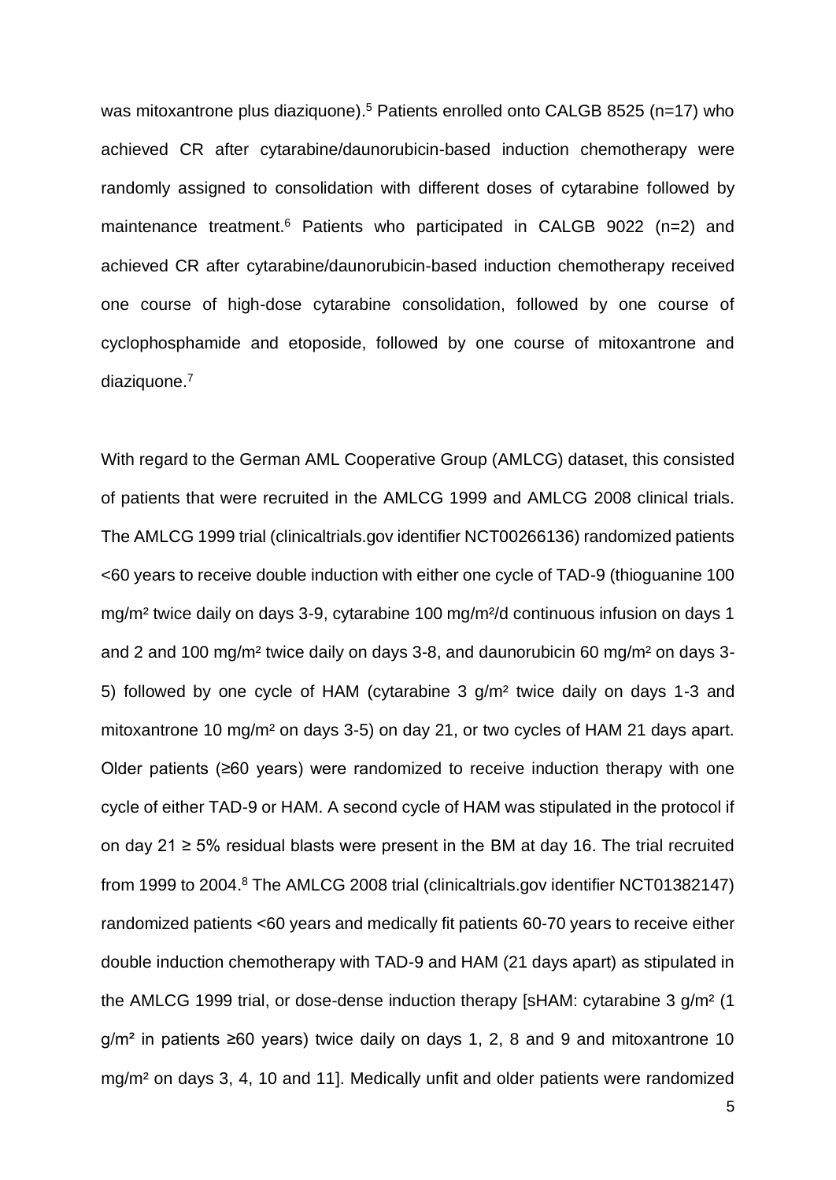was mitoxantrone plus diaziquone).[5] Patients enrolled onto CALGB 8525 (n=17) who achieved CR after cytarabine/daunorubicin-based induction chemotherapy were randomly assigned to consolidation with different doses of cytarabine followed by maintenance treatment.[6] Patients who participated in CALGB 9022 (n=2) and achieved CR after cytarabine/daunorubicin-based induction chemotherapy received one course of high-dose cytarabine consolidation, followed by one course of cyclophosphamide and etoposide, followed by one course of mitoxantrone and diaziquone.[7]

With regard to the German AML Cooperative Group (AMLCG) dataset, this consisted of patients that were recruited in the AMLCG 1999 and AMLCG 2008 clinical trials. The AMLCG 1999 trial (clinicaltrials.gov identifier NCT00266136) randomized patients <60 years to receive double induction with either one cycle of TAD-9 (thioguanine 100 mg/m² twice daily on days 3-9, cytarabine 100 mg/m²/d continuous infusion on days 1 and 2 and 100 mg/m² twice daily on days 3-8, and daunorubicin 60 mg/m² on days 3-5) followed by one cycle of HAM (cytarabine 3 g/m² twice daily on days 1-3 and mitoxantrone 10 mg/m² on days 3-5) on day 21, or two cycles of HAM 21 days apart. Older patients (≥60 years) were randomized to receive induction therapy with one cycle of either TAD-9 or HAM. A second cycle of HAM was stipulated in the protocol if on day 21 ≥ 5% residual blasts were present in the BM at day 16. The trial recruited from 1999 to 2004.[8] The AMLCG 2008 trial (clinicaltrials.gov identifier NCT01382147) randomized patients <60 years and medically fit patients 60-70 years to receive either double induction chemotherapy with TAD-9 and HAM (21 days apart) as stipulated in the AMLCG 1999 trial, or dose-dense induction therapy [sHAM: cytarabine 3 g/m² (1 g/m² in patients ≥60 years) twice daily on days 1, 2, 8 and 9 and mitoxantrone 10 mg/m² on days 3, 4, 10 and 11]. Medically unfit and older patients were randomized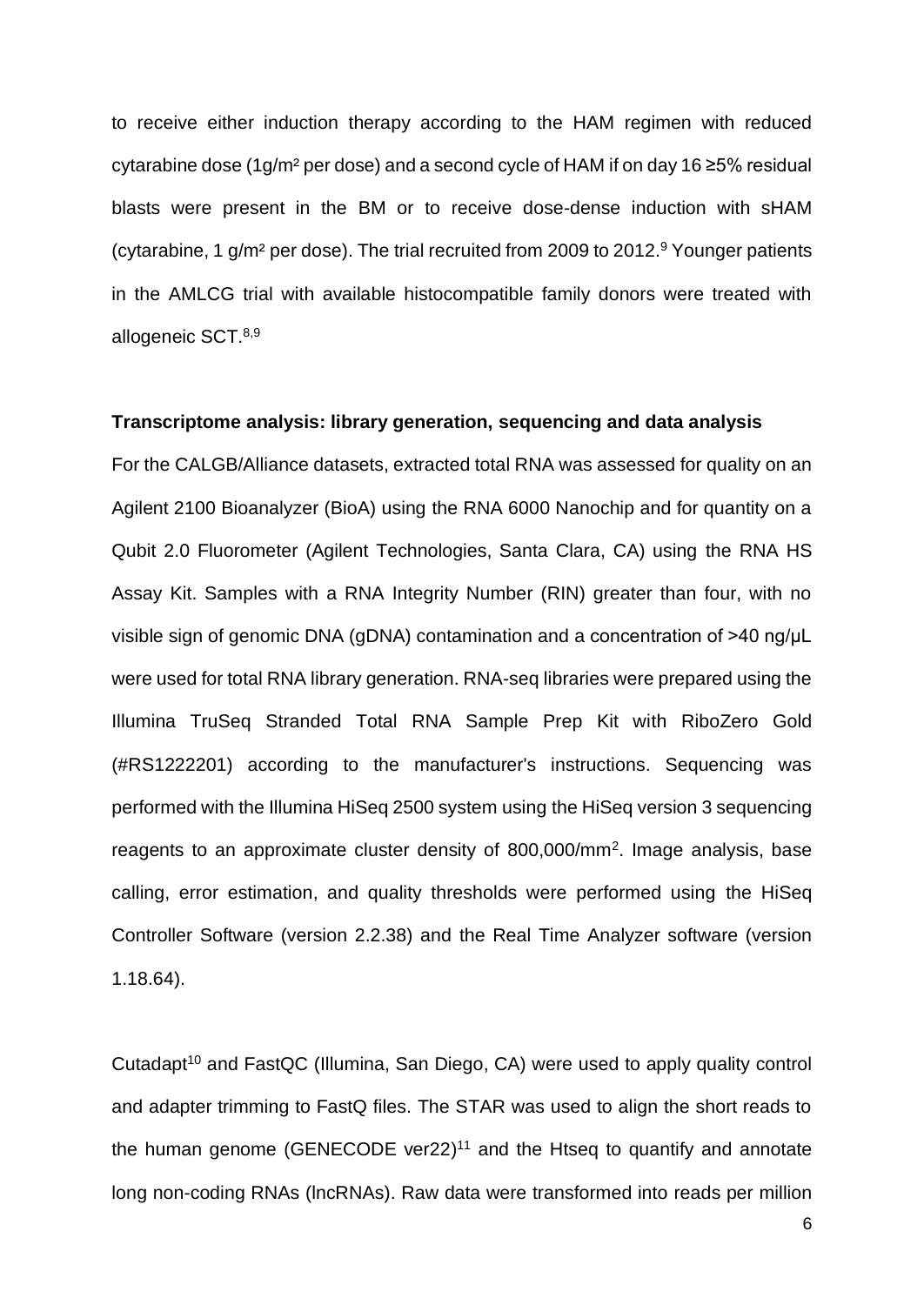to receive either induction therapy according to the HAM regimen with reduced cytarabine dose (1g/m² per dose) and a second cycle of HAM if on day 16 ≥5% residual blasts were present in the BM or to receive dose-dense induction with sHAM (cytarabine, 1 g/m² per dose). The trial recruited from 2009 to 2012.[9] Younger patients in the AMLCG trial with available histocompatible family donors were treated with allogeneic SCT.[8,9]

**Transcriptome analysis: library generation, sequencing and data analysis**

For the CALGB/Alliance datasets, extracted total RNA was assessed for quality on an Agilent 2100 Bioanalyzer (BioA) using the RNA 6000 Nanochip and for quantity on a Qubit 2.0 Fluorometer (Agilent Technologies, Santa Clara, CA) using the RNA HS Assay Kit. Samples with a RNA Integrity Number (RIN) greater than four, with no visible sign of genomic DNA (gDNA) contamination and a concentration of >40 ng/µL were used for total RNA library generation. RNA-seq libraries were prepared using the Illumina TruSeq Stranded Total RNA Sample Prep Kit with RiboZero Gold (#RS1222201) according to the manufacturer's instructions. Sequencing was performed with the Illumina HiSeq 2500 system using the HiSeq version 3 sequencing reagents to an approximate cluster density of 800,000/mm². Image analysis, base calling, error estimation, and quality thresholds were performed using the HiSeq Controller Software (version 2.2.38) and the Real Time Analyzer software (version 1.18.64).

Cutadapt[10] and FastQC (Illumina, San Diego, CA) were used to apply quality control and adapter trimming to FastQ files. The STAR was used to align the short reads to the human genome (GENECODE ver22)[11] and the Htseq to quantify and annotate long non-coding RNAs (lncRNAs). Raw data were transformed into reads per million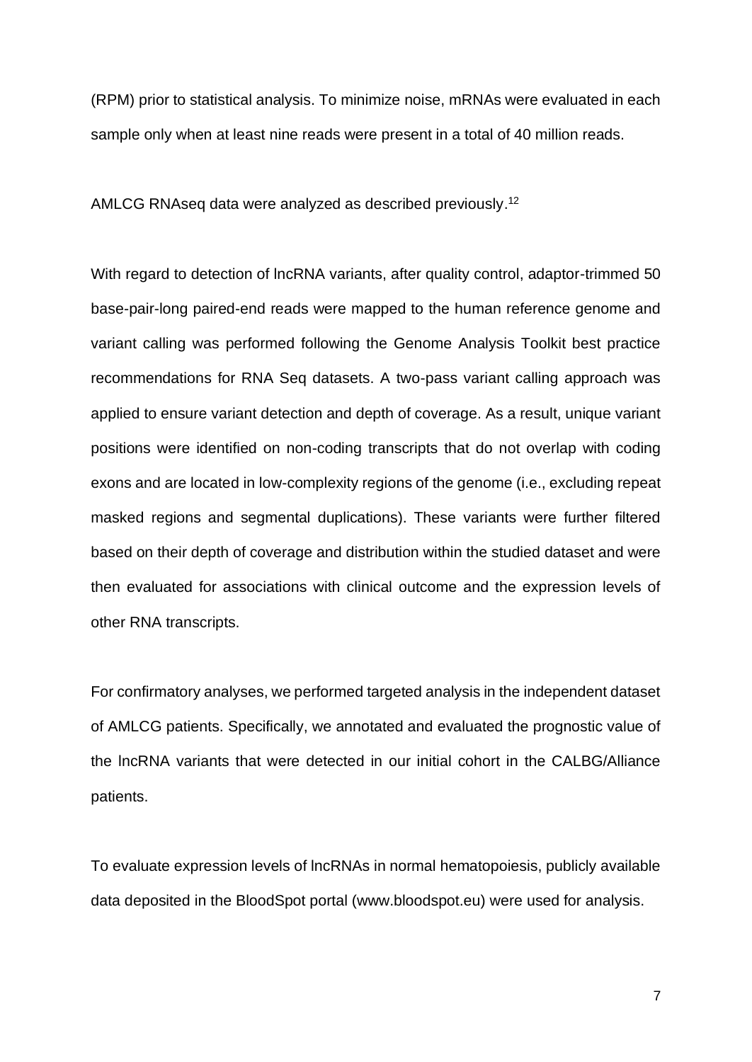(RPM) prior to statistical analysis. To minimize noise, mRNAs were evaluated in each sample only when at least nine reads were present in a total of 40 million reads.

AMLCG RNAseq data were analyzed as described previously.[12]

With regard to detection of lncRNA variants, after quality control, adaptor-trimmed 50 base-pair-long paired-end reads were mapped to the human reference genome and variant calling was performed following the Genome Analysis Toolkit best practice recommendations for RNA Seq datasets. A two-pass variant calling approach was applied to ensure variant detection and depth of coverage. As a result, unique variant positions were identified on non-coding transcripts that do not overlap with coding exons and are located in low-complexity regions of the genome (i.e., excluding repeat masked regions and segmental duplications). These variants were further filtered based on their depth of coverage and distribution within the studied dataset and were then evaluated for associations with clinical outcome and the expression levels of other RNA transcripts.

For confirmatory analyses, we performed targeted analysis in the independent dataset of AMLCG patients. Specifically, we annotated and evaluated the prognostic value of the lncRNA variants that were detected in our initial cohort in the CALBG/Alliance patients.

To evaluate expression levels of lncRNAs in normal hematopoiesis, publicly available data deposited in the BloodSpot portal (www.bloodspot.eu) were used for analysis.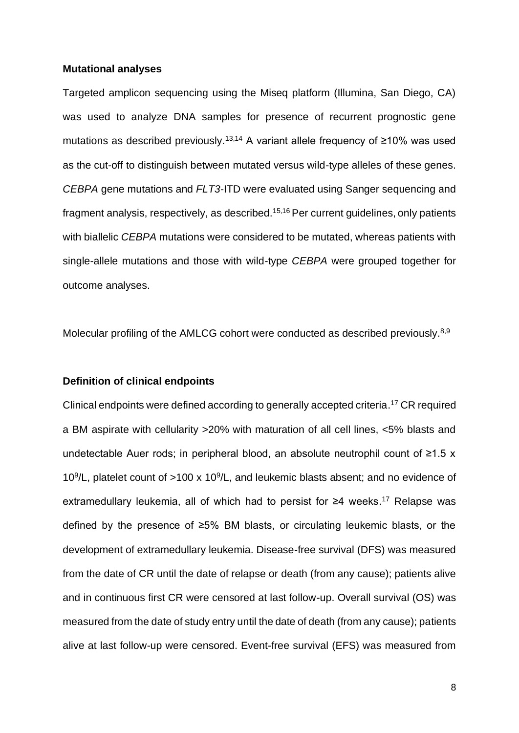**Mutational analyses**

Targeted amplicon sequencing using the Miseq platform (Illumina, San Diego, CA) was used to analyze DNA samples for presence of recurrent prognostic gene mutations as described previously.[13,14] A variant allele frequency of ≥10% was used as the cut-off to distinguish between mutated versus wild-type alleles of these genes. *CEBPA* gene mutations and *FLT3*-ITD were evaluated using Sanger sequencing and fragment analysis, respectively, as described.[15,16] Per current guidelines, only patients with biallelic *CEBPA* mutations were considered to be mutated, whereas patients with single-allele mutations and those with wild-type *CEBPA* were grouped together for outcome analyses.

Molecular profiling of the AMLCG cohort were conducted as described previously.[8,9]

**Definition of clinical endpoints**

Clinical endpoints were defined according to generally accepted criteria.[17] CR required a BM aspirate with cellularity >20% with maturation of all cell lines, <5% blasts and undetectable Auer rods; in peripheral blood, an absolute neutrophil count of ≥1.5 x $10^9$/L, platelet count of >100 x $10^9$/L, and leukemic blasts absent; and no evidence of extramedullary leukemia, all of which had to persist for ≥4 weeks.[17] Relapse was defined by the presence of ≥5% BM blasts, or circulating leukemic blasts, or the development of extramedullary leukemia. Disease-free survival (DFS) was measured from the date of CR until the date of relapse or death (from any cause); patients alive and in continuous first CR were censored at last follow-up. Overall survival (OS) was measured from the date of study entry until the date of death (from any cause); patients alive at last follow-up were censored. Event-free survival (EFS) was measured from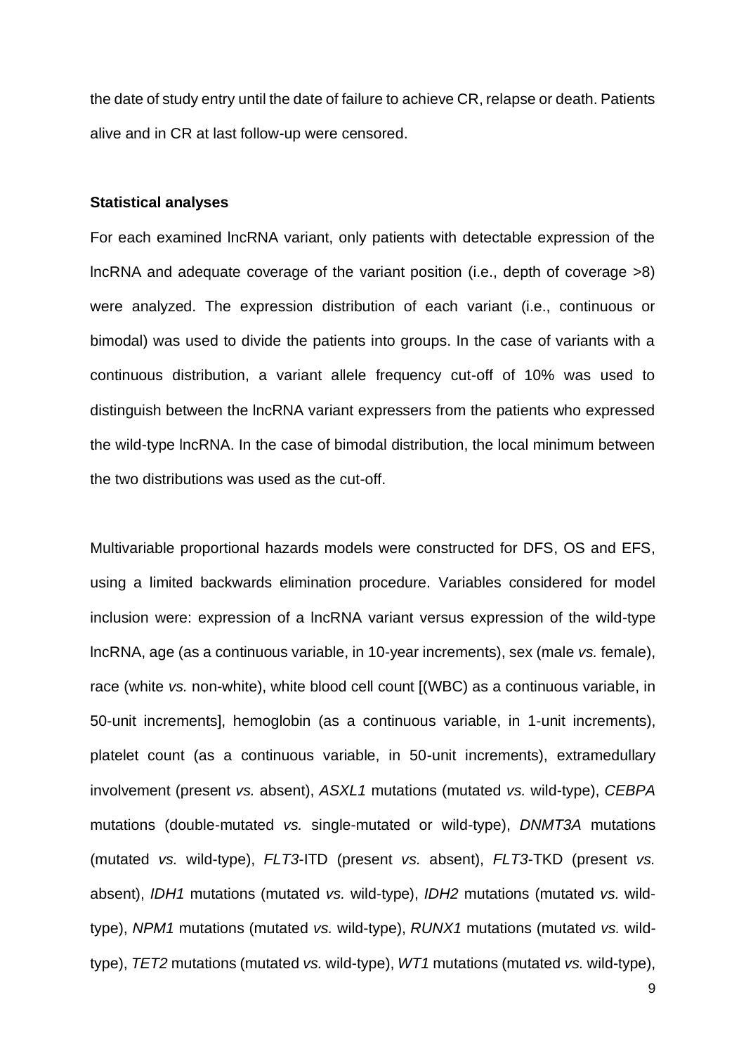the date of study entry until the date of failure to achieve CR, relapse or death. Patients alive and in CR at last follow-up were censored.

**Statistical analyses**

For each examined lncRNA variant, only patients with detectable expression of the lncRNA and adequate coverage of the variant position (i.e., depth of coverage >8) were analyzed. The expression distribution of each variant (i.e., continuous or bimodal) was used to divide the patients into groups. In the case of variants with a continuous distribution, a variant allele frequency cut-off of 10% was used to distinguish between the lncRNA variant expressers from the patients who expressed the wild-type lncRNA. In the case of bimodal distribution, the local minimum between the two distributions was used as the cut-off.

Multivariable proportional hazards models were constructed for DFS, OS and EFS, using a limited backwards elimination procedure. Variables considered for model inclusion were: expression of a lncRNA variant versus expression of the wild-type lncRNA, age (as a continuous variable, in 10-year increments), sex (male *vs.* female), race (white *vs.* non-white), white blood cell count [(WBC) as a continuous variable, in 50-unit increments], hemoglobin (as a continuous variable, in 1-unit increments), platelet count (as a continuous variable, in 50-unit increments), extramedullary involvement (present *vs.* absent), *ASXL1* mutations (mutated *vs.* wild-type), *CEBPA* mutations (double-mutated *vs.* single-mutated or wild-type), *DNMT3A* mutations (mutated *vs.* wild-type), *FLT3*-ITD (present *vs.* absent), *FLT3*-TKD (present *vs.* absent), *IDH1* mutations (mutated *vs.* wild-type), *IDH2* mutations (mutated *vs.* wild-type), *NPM1* mutations (mutated *vs.* wild-type), *RUNX1* mutations (mutated *vs.* wild-type), *TET2* mutations (mutated *vs.* wild-type), *WT1* mutations (mutated *vs.* wild-type),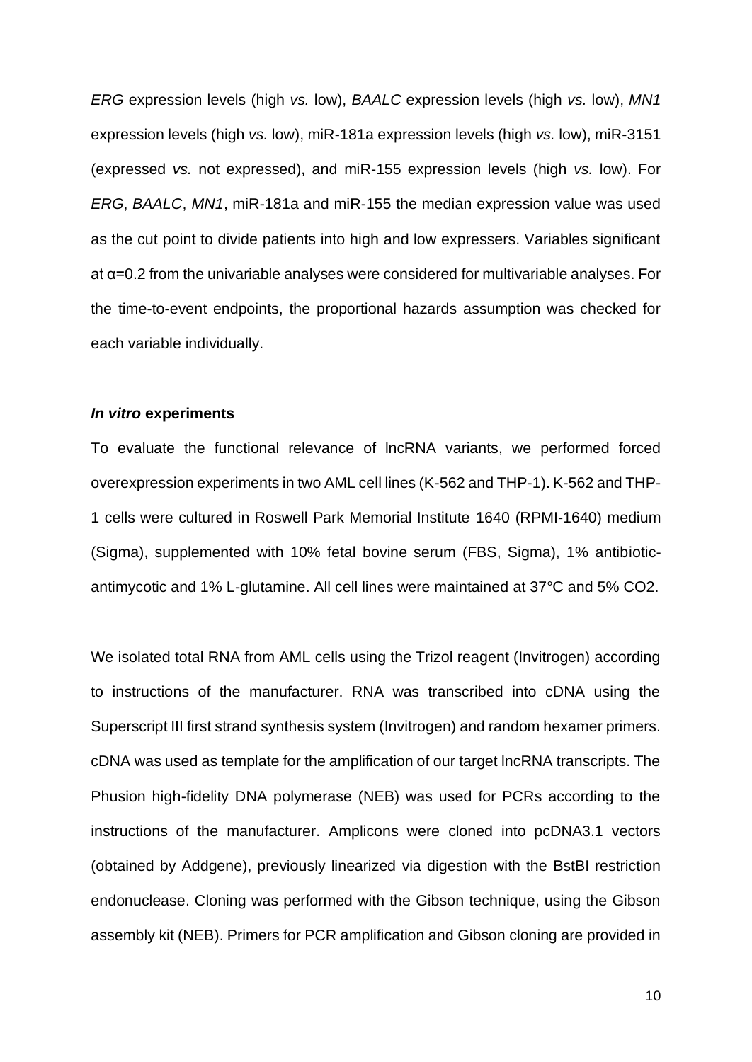*ERG* expression levels (high *vs.* low), *BAALC* expression levels (high *vs.* low), *MN1* expression levels (high *vs.* low), miR-181a expression levels (high *vs.* low), miR-3151 (expressed *vs.* not expressed), and miR-155 expression levels (high *vs.* low). For *ERG*, *BAALC*, *MN1*, miR-181a and miR-155 the median expression value was used as the cut point to divide patients into high and low expressers. Variables significant at $\alpha$=0.2 from the univariable analyses were considered for multivariable analyses. For the time-to-event endpoints, the proportional hazards assumption was checked for each variable individually.

### *In vitro* experiments

To evaluate the functional relevance of lncRNA variants, we performed forced overexpression experiments in two AML cell lines (K-562 and THP-1). K-562 and THP-1 cells were cultured in Roswell Park Memorial Institute 1640 (RPMI-1640) medium (Sigma), supplemented with 10% fetal bovine serum (FBS, Sigma), 1% antibiotic-antimycotic and 1% L-glutamine. All cell lines were maintained at 37°C and 5% $CO_2$.

We isolated total RNA from AML cells using the Trizol reagent (Invitrogen) according to instructions of the manufacturer. RNA was transcribed into cDNA using the Superscript III first strand synthesis system (Invitrogen) and random hexamer primers. cDNA was used as template for the amplification of our target lncRNA transcripts. The Phusion high-fidelity DNA polymerase (NEB) was used for PCRs according to the instructions of the manufacturer. Amplicons were cloned into pcDNA3.1 vectors (obtained by Addgene), previously linearized via digestion with the BstBI restriction endonuclease. Cloning was performed with the Gibson technique, using the Gibson assembly kit (NEB). Primers for PCR amplification and Gibson cloning are provided in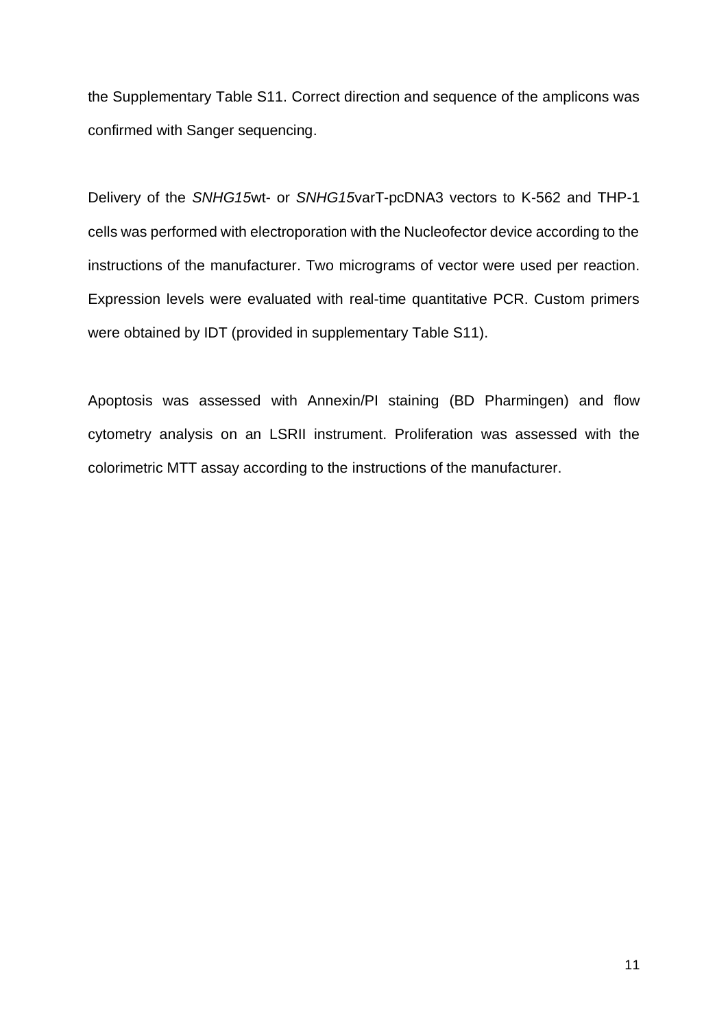the Supplementary Table S11. Correct direction and sequence of the amplicons was confirmed with Sanger sequencing.

Delivery of the *SNHG15*wt- or *SNHG15*varT-pcDNA3 vectors to K-562 and THP-1 cells was performed with electroporation with the Nucleofector device according to the instructions of the manufacturer. Two micrograms of vector were used per reaction. Expression levels were evaluated with real-time quantitative PCR. Custom primers were obtained by IDT (provided in supplementary Table S11).

Apoptosis was assessed with Annexin/PI staining (BD Pharmingen) and flow cytometry analysis on an LSRII instrument. Proliferation was assessed with the colorimetric MTT assay according to the instructions of the manufacturer.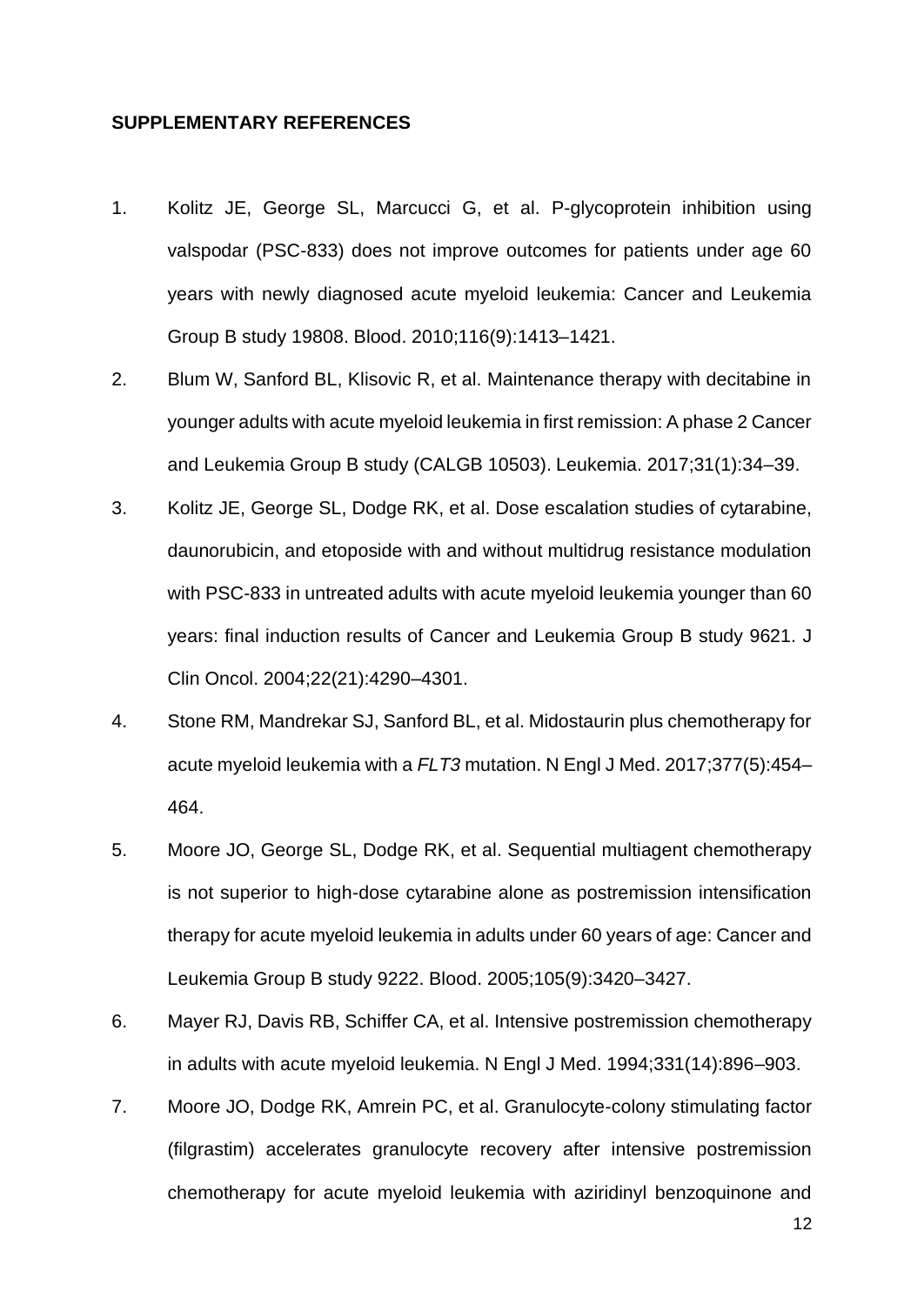**SUPPLEMENTARY REFERENCES**

1. Kolitz JE, George SL, Marcucci G, et al. P-glycoprotein inhibition using valspodar (PSC-833) does not improve outcomes for patients under age 60 years with newly diagnosed acute myeloid leukemia: Cancer and Leukemia Group B study 19808. Blood. 2010;116(9):1413–1421.
2. Blum W, Sanford BL, Klisovic R, et al. Maintenance therapy with decitabine in younger adults with acute myeloid leukemia in first remission: A phase 2 Cancer and Leukemia Group B study (CALGB 10503). Leukemia. 2017;31(1):34–39.
3. Kolitz JE, George SL, Dodge RK, et al. Dose escalation studies of cytarabine, daunorubicin, and etoposide with and without multidrug resistance modulation with PSC-833 in untreated adults with acute myeloid leukemia younger than 60 years: final induction results of Cancer and Leukemia Group B study 9621. J Clin Oncol. 2004;22(21):4290–4301.
4. Stone RM, Mandrekar SJ, Sanford BL, et al. Midostaurin plus chemotherapy for acute myeloid leukemia with a *FLT3* mutation. N Engl J Med. 2017;377(5):454–464.
5. Moore JO, George SL, Dodge RK, et al. Sequential multiagent chemotherapy is not superior to high-dose cytarabine alone as postremission intensification therapy for acute myeloid leukemia in adults under 60 years of age: Cancer and Leukemia Group B study 9222. Blood. 2005;105(9):3420–3427.
6. Mayer RJ, Davis RB, Schiffer CA, et al. Intensive postremission chemotherapy in adults with acute myeloid leukemia. N Engl J Med. 1994;331(14):896–903.
7. Moore JO, Dodge RK, Amrein PC, et al. Granulocyte-colony stimulating factor (filgrastim) accelerates granulocyte recovery after intensive postremission chemotherapy for acute myeloid leukemia with aziridinyl benzoquinone and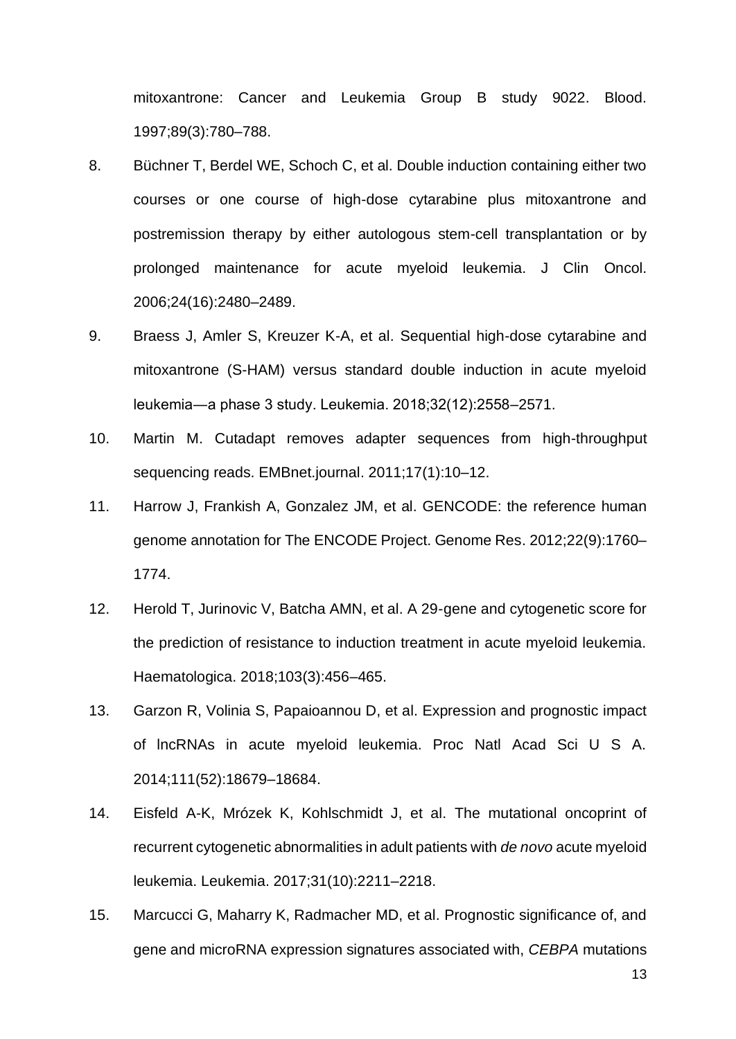mitoxantrone: Cancer and Leukemia Group B study 9022. Blood. 1997;89(3):780–788.

8. Büchner T, Berdel WE, Schoch C, et al. Double induction containing either two courses or one course of high-dose cytarabine plus mitoxantrone and postremission therapy by either autologous stem-cell transplantation or by prolonged maintenance for acute myeloid leukemia. J Clin Oncol. 2006;24(16):2480–2489.

9. Braess J, Amler S, Kreuzer K-A, et al. Sequential high-dose cytarabine and mitoxantrone (S-HAM) versus standard double induction in acute myeloid leukemia—a phase 3 study. Leukemia. 2018;32(12):2558–2571.

10. Martin M. Cutadapt removes adapter sequences from high-throughput sequencing reads. EMBnet.journal. 2011;17(1):10–12.

11. Harrow J, Frankish A, Gonzalez JM, et al. GENCODE: the reference human genome annotation for The ENCODE Project. Genome Res. 2012;22(9):1760–1774.

12. Herold T, Jurinovic V, Batcha AMN, et al. A 29-gene and cytogenetic score for the prediction of resistance to induction treatment in acute myeloid leukemia. Haematologica. 2018;103(3):456–465.

13. Garzon R, Volinia S, Papaioannou D, et al. Expression and prognostic impact of lncRNAs in acute myeloid leukemia. Proc Natl Acad Sci U S A. 2014;111(52):18679–18684.

14. Eisfeld A-K, Mrózek K, Kohlschmidt J, et al. The mutational oncoprint of recurrent cytogenetic abnormalities in adult patients with *de novo* acute myeloid leukemia. Leukemia. 2017;31(10):2211–2218.

15. Marcucci G, Maharry K, Radmacher MD, et al. Prognostic significance of, and gene and microRNA expression signatures associated with, *CEBPA* mutations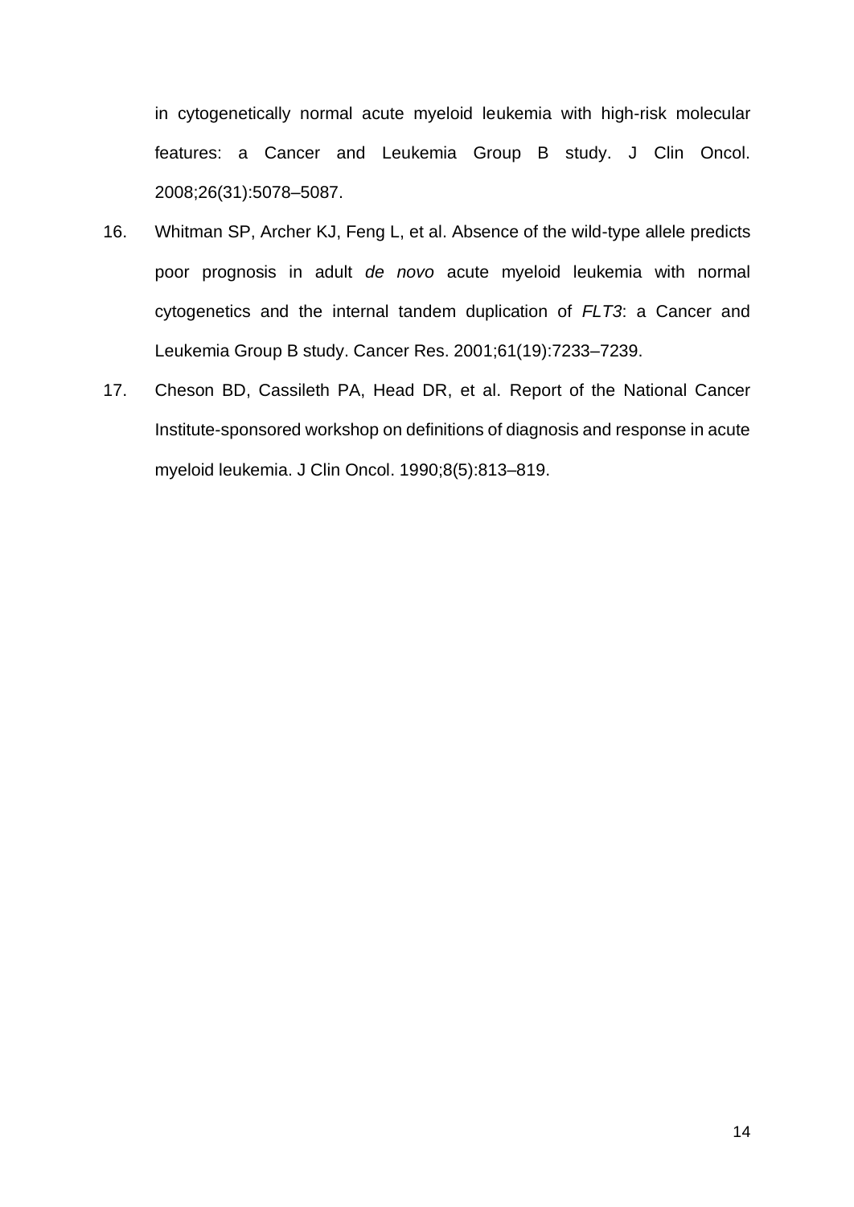in cytogenetically normal acute myeloid leukemia with high-risk molecular features: a Cancer and Leukemia Group B study. J Clin Oncol. 2008;26(31):5078–5087.

16. Whitman SP, Archer KJ, Feng L, et al. Absence of the wild-type allele predicts poor prognosis in adult *de novo* acute myeloid leukemia with normal cytogenetics and the internal tandem duplication of *FLT3*: a Cancer and Leukemia Group B study. Cancer Res. 2001;61(19):7233–7239.

17. Cheson BD, Cassileth PA, Head DR, et al. Report of the National Cancer Institute-sponsored workshop on definitions of diagnosis and response in acute myeloid leukemia. J Clin Oncol. 1990;8(5):813–819.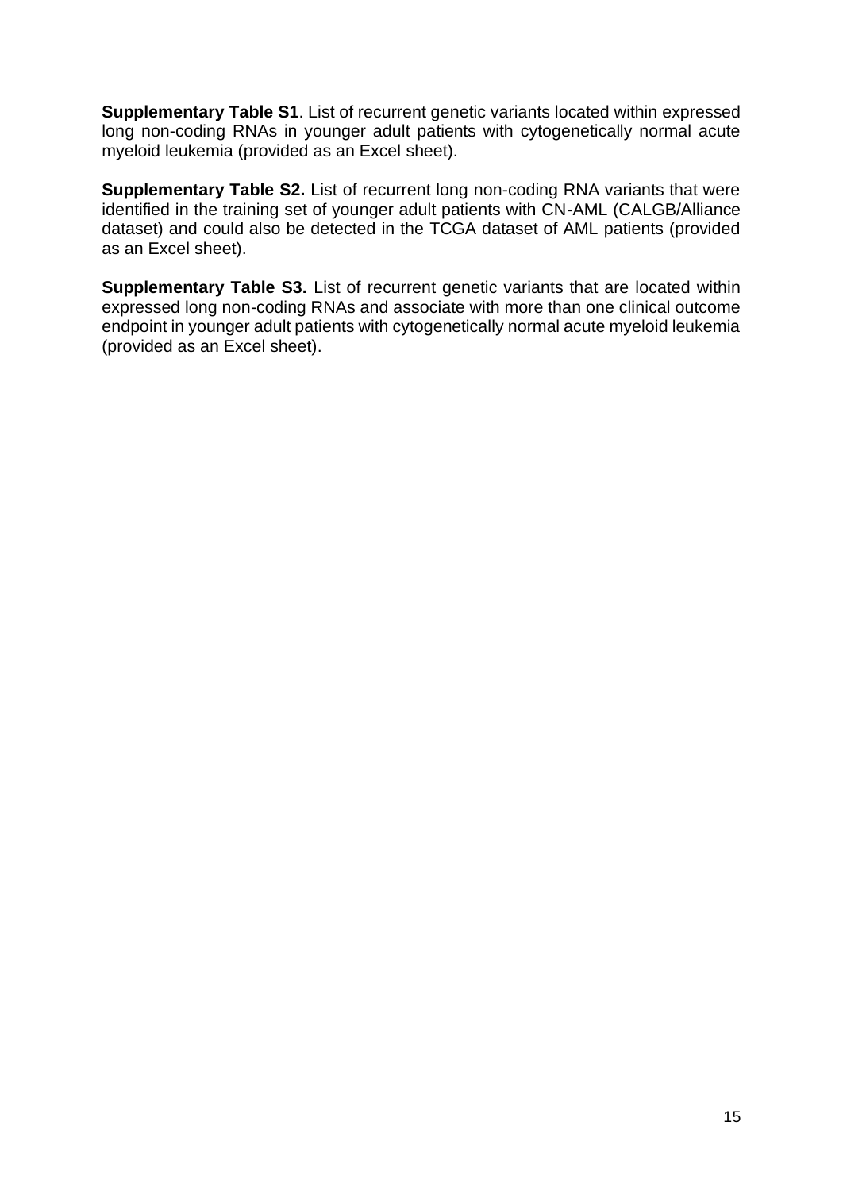**Supplementary Table S1**. List of recurrent genetic variants located within expressed long non-coding RNAs in younger adult patients with cytogenetically normal acute myeloid leukemia (provided as an Excel sheet).

**Supplementary Table S2.** List of recurrent long non-coding RNA variants that were identified in the training set of younger adult patients with CN-AML (CALGB/Alliance dataset) and could also be detected in the TCGA dataset of AML patients (provided as an Excel sheet).

**Supplementary Table S3.** List of recurrent genetic variants that are located within expressed long non-coding RNAs and associate with more than one clinical outcome endpoint in younger adult patients with cytogenetically normal acute myeloid leukemia (provided as an Excel sheet).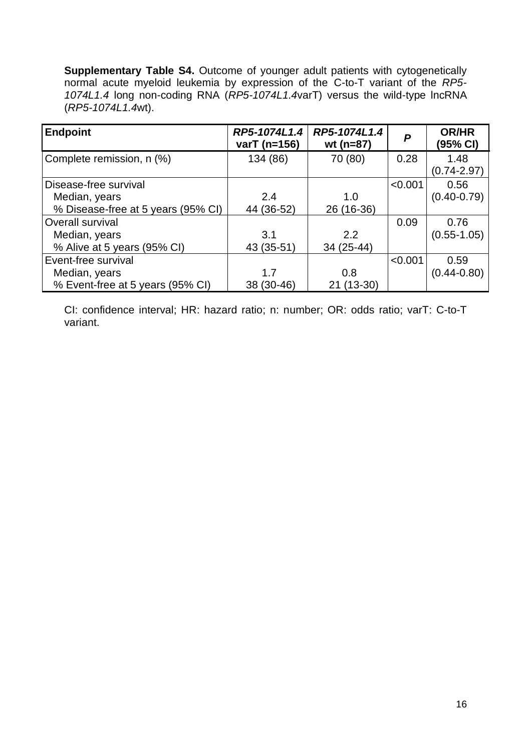**Supplementary Table S4.** Outcome of younger adult patients with cytogenetically normal acute myeloid leukemia by expression of the C-to-T variant of the *RP5-1074L1.4* long non-coding RNA (*RP5-1074L1.4*varT) versus the wild-type lncRNA (*RP5-1074L1.4*wt).

| **Endpoint** | ***RP5-1074L1.4* varT (n=156)** | ***RP5-1074L1.4* wt (n=87)** | ***P*** | **OR/HR (95% CI)** |
|---|---|---|---|---|
| Complete remission, n (%) | 134 (86) | 70 (80) | 0.28 | 1.48 (0.74-2.97) |
| Disease-free survival | | | <0.001 | 0.56 (0.40-0.79) |
| Median, years | 2.4 | 1.0 | | |
| % Disease-free at 5 years (95% CI) | 44 (36-52) | 26 (16-36) | | |
| Overall survival | | | 0.09 | 0.76 (0.55-1.05) |
| Median, years | 3.1 | 2.2 | | |
| % Alive at 5 years (95% CI) | 43 (35-51) | 34 (25-44) | | |
| Event-free survival | | | <0.001 | 0.59 (0.44-0.80) |
| Median, years | 1.7 | 0.8 | | |
| % Event-free at 5 years (95% CI) | 38 (30-46) | 21 (13-30) | | |

CI: confidence interval; HR: hazard ratio; n: number; OR: odds ratio; varT: C-to-T variant.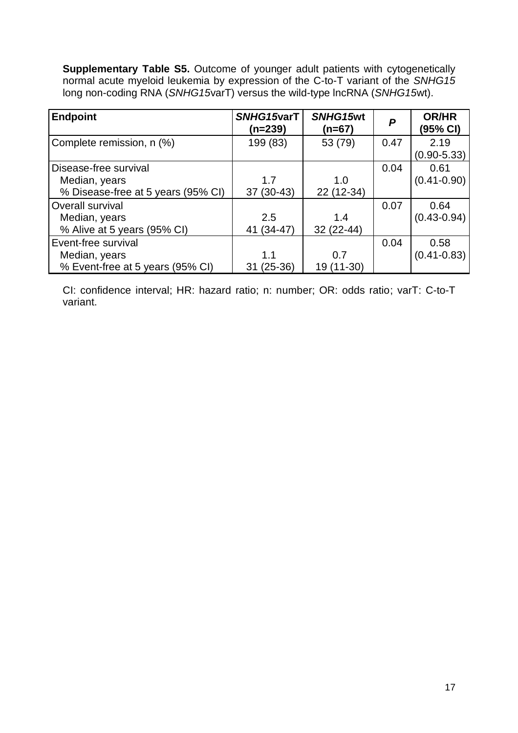**Supplementary Table S5.** Outcome of younger adult patients with cytogenetically normal acute myeloid leukemia by expression of the C-to-T variant of the *SNHG15* long non-coding RNA (*SNHG15*varT) versus the wild-type lncRNA (*SNHG15*wt).

| **Endpoint** | ***SNHG15*varT (n=239)** | ***SNHG15*wt (n=67)** | ***P*** | **OR/HR (95% CI)** |
|---|---|---|---|---|
| Complete remission, n (%) | 199 (83) | 53 (79) | 0.47 | 2.19 (0.90-5.33) |
| Disease-free survival | | | 0.04 | 0.61 (0.41-0.90) |
| Median, years | 1.7 | 1.0 | | |
| % Disease-free at 5 years (95% CI) | 37 (30-43) | 22 (12-34) | | |
| Overall survival | | | 0.07 | 0.64 (0.43-0.94) |
| Median, years | 2.5 | 1.4 | | |
| % Alive at 5 years (95% CI) | 41 (34-47) | 32 (22-44) | | |
| Event-free survival | | | 0.04 | 0.58 (0.41-0.83) |
| Median, years | 1.1 | 0.7 | | |
| % Event-free at 5 years (95% CI) | 31 (25-36) | 19 (11-30) | | |

CI: confidence interval; HR: hazard ratio; n: number; OR: odds ratio; varT: C-to-T variant.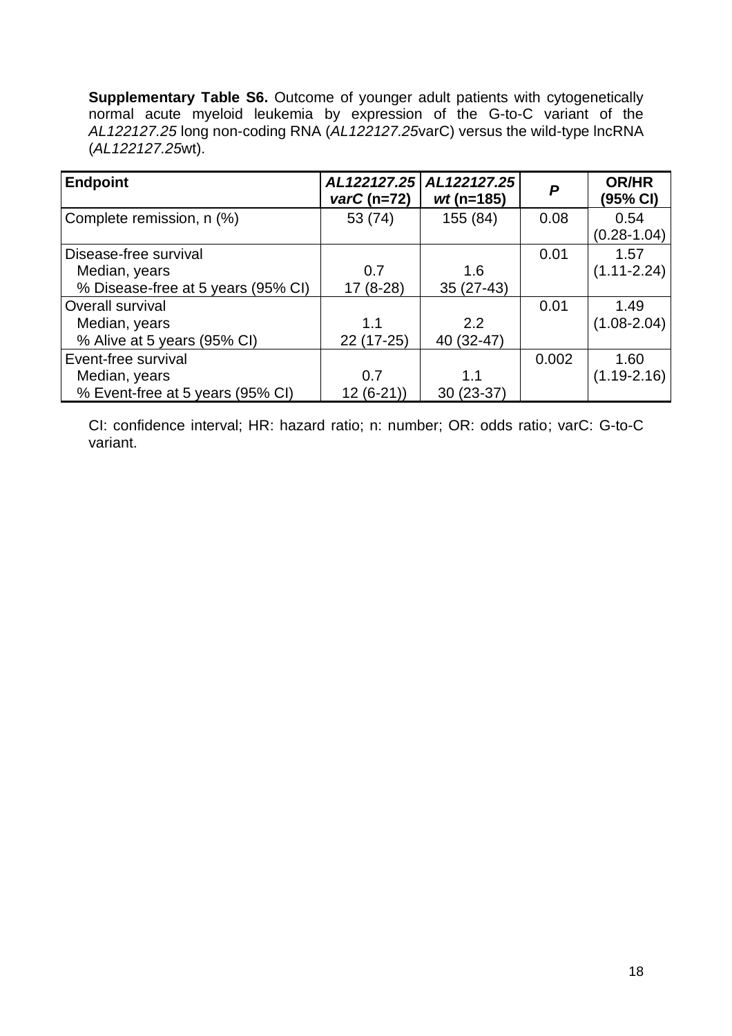**Supplementary Table S6.** Outcome of younger adult patients with cytogenetically normal acute myeloid leukemia by expression of the G-to-C variant of the *AL122127.25* long non-coding RNA (*AL122127.25*varC) versus the wild-type lncRNA (*AL122127.25*wt).

| Endpoint | *AL122127.25 varC* (n=72) | *AL122127.25 wt* (n=185) | *P* | OR/HR (95% CI) |
|---|---|---|---|---|
| Complete remission, n (%) | 53 (74) | 155 (84) | 0.08 | 0.54 (0.28-1.04) |
| Disease-free survival | | | 0.01 | 1.57 (1.11-2.24) |
| Median, years | 0.7 | 1.6 | | |
| % Disease-free at 5 years (95% CI) | 17 (8-28) | 35 (27-43) | | |
| Overall survival | | | 0.01 | 1.49 (1.08-2.04) |
| Median, years | 1.1 | 2.2 | | |
| % Alive at 5 years (95% CI) | 22 (17-25) | 40 (32-47) | | |
| Event-free survival | | | 0.002 | 1.60 (1.19-2.16) |
| Median, years | 0.7 | 1.1 | | |
| % Event-free at 5 years (95% CI) | 12 (6-21)) | 30 (23-37) | | |

CI: confidence interval; HR: hazard ratio; n: number; OR: odds ratio; varC: G-to-C variant.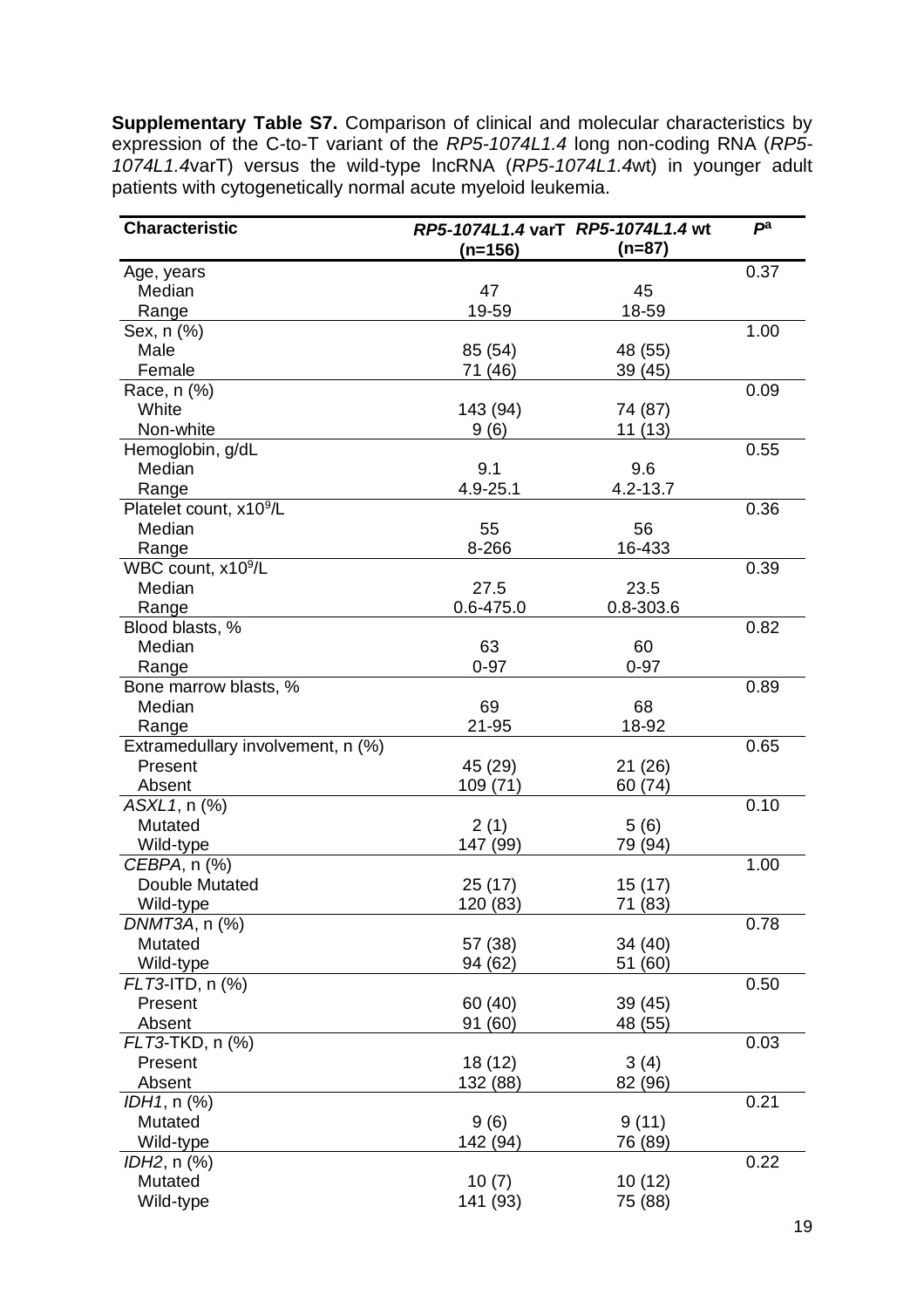**Supplementary Table S7.** Comparison of clinical and molecular characteristics by expression of the C-to-T variant of the *RP5-1074L1.4* long non-coding RNA (*RP5-1074L1.4*varT) versus the wild-type lncRNA (*RP5-1074L1.4*wt) in younger adult patients with cytogenetically normal acute myeloid leukemia.

| Characteristic | *RP5-1074L1.4* varT (n=156) | *RP5-1074L1.4* wt (n=87) | *P*[a] |
|---|---|---|---|
| Age, years | | | 0.37 |
| Median | 47 | 45 | |
| Range | 19-59 | 18-59 | |
| Sex, n (%) | | | 1.00 |
| Male | 85 (54) | 48 (55) | |
| Female | 71 (46) | 39 (45) | |
| Race, n (%) | | | 0.09 |
| White | 143 (94) | 74 (87) | |
| Non-white | 9 (6) | 11 (13) | |
| Hemoglobin, g/dL | | | 0.55 |
| Median | 9.1 | 9.6 | |
| Range | 4.9-25.1 | 4.2-13.7 | |
| Platelet count, $x10^9$/L | | | 0.36 |
| Median | 55 | 56 | |
| Range | 8-266 | 16-433 | |
| WBC count, $x10^9$/L | | | 0.39 |
| Median | 27.5 | 23.5 | |
| Range | 0.6-475.0 | 0.8-303.6 | |
| Blood blasts, % | | | 0.82 |
| Median | 63 | 60 | |
| Range | 0-97 | 0-97 | |
| Bone marrow blasts, % | | | 0.89 |
| Median | 69 | 68 | |
| Range | 21-95 | 18-92 | |
| Extramedullary involvement, n (%) | | | 0.65 |
| Present | 45 (29) | 21 (26) | |
| Absent | 109 (71) | 60 (74) | |
| *ASXL1*, n (%) | | | 0.10 |
| Mutated | 2 (1) | 5 (6) | |
| Wild-type | 147 (99) | 79 (94) | |
| *CEBPA*, n (%) | | | 1.00 |
| Double Mutated | 25 (17) | 15 (17) | |
| Wild-type | 120 (83) | 71 (83) | |
| *DNMT3A*, n (%) | | | 0.78 |
| Mutated | 57 (38) | 34 (40) | |
| Wild-type | 94 (62) | 51 (60) | |
| *FLT3*-ITD, n (%) | | | 0.50 |
| Present | 60 (40) | 39 (45) | |
| Absent | 91 (60) | 48 (55) | |
| *FLT3*-TKD, n (%) | | | 0.03 |
| Present | 18 (12) | 3 (4) | |
| Absent | 132 (88) | 82 (96) | |
| *IDH1*, n (%) | | | 0.21 |
| Mutated | 9 (6) | 9 (11) | |
| Wild-type | 142 (94) | 76 (89) | |
| *IDH2*, n (%) | | | 0.22 |
| Mutated | 10 (7) | 10 (12) | |
| Wild-type | 141 (93) | 75 (88) | |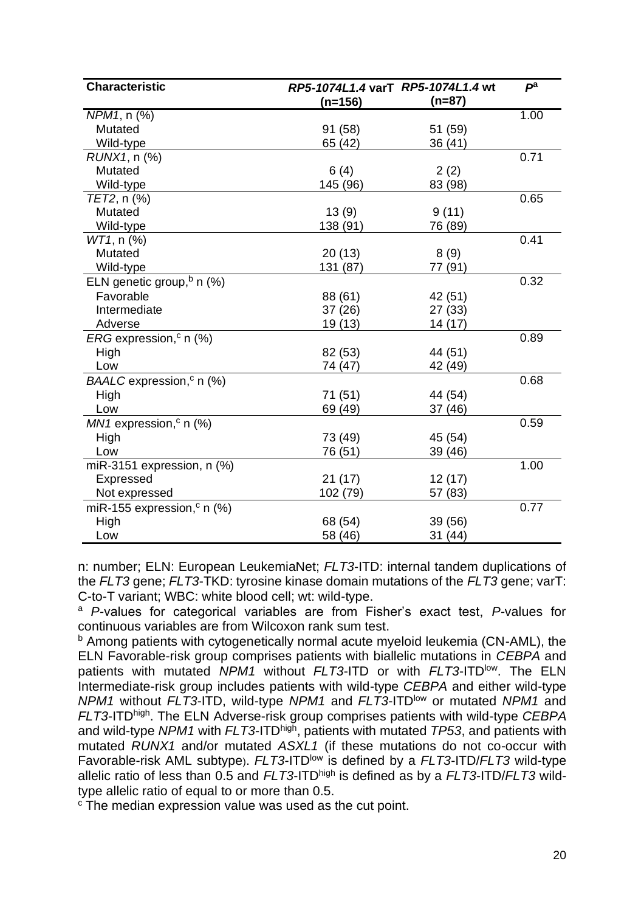| Characteristic | *RP5-1074L1.4* varT (n=156) | *RP5-1074L1.4* wt (n=87) | *P*[a] |
|---|---|---|---|
| *NPM1*, n (%) | | | 1.00 |
| Mutated | 91 (58) | 51 (59) | |
| Wild-type | 65 (42) | 36 (41) | |
| *RUNX1*, n (%) | | | 0.71 |
| Mutated | 6 (4) | 2 (2) | |
| Wild-type | 145 (96) | 83 (98) | |
| *TET2*, n (%) | | | 0.65 |
| Mutated | 13 (9) | 9 (11) | |
| Wild-type | 138 (91) | 76 (89) | |
| *WT1*, n (%) | | | 0.41 |
| Mutated | 20 (13) | 8 (9) | |
| Wild-type | 131 (87) | 77 (91) | |
| ELN genetic group,[b] n (%) | | | 0.32 |
| Favorable | 88 (61) | 42 (51) | |
| Intermediate | 37 (26) | 27 (33) | |
| Adverse | 19 (13) | 14 (17) | |
| *ERG* expression,[c] n (%) | | | 0.89 |
| High | 82 (53) | 44 (51) | |
| Low | 74 (47) | 42 (49) | |
| *BAALC* expression,[c] n (%) | | | 0.68 |
| High | 71 (51) | 44 (54) | |
| Low | 69 (49) | 37 (46) | |
| *MN1* expression,[c] n (%) | | | 0.59 |
| High | 73 (49) | 45 (54) | |
| Low | 76 (51) | 39 (46) | |
| miR-3151 expression, n (%) | | | 1.00 |
| Expressed | 21 (17) | 12 (17) | |
| Not expressed | 102 (79) | 57 (83) | |
| miR-155 expression,[c] n (%) | | | 0.77 |
| High | 68 (54) | 39 (56) | |
| Low | 58 (46) | 31 (44) | |

n: number; ELN: European LeukemiaNet; *FLT3*-ITD: internal tandem duplications of the *FLT3* gene; *FLT3*-TKD: tyrosine kinase domain mutations of the *FLT3* gene; varT: C-to-T variant; WBC: white blood cell; wt: wild-type.

[a] *P*-values for categorical variables are from Fisher's exact test, *P*-values for continuous variables are from Wilcoxon rank sum test.

[b] Among patients with cytogenetically normal acute myeloid leukemia (CN-AML), the ELN Favorable-risk group comprises patients with biallelic mutations in *CEBPA* and patients with mutated *NPM1* without *FLT3*-ITD or with *FLT3*-ITD$^{low}$. The ELN Intermediate-risk group includes patients with wild-type *CEBPA* and either wild-type *NPM1* without *FLT3*-ITD, wild-type *NPM1* and *FLT3*-ITD$^{low}$ or mutated *NPM1* and *FLT3*-ITD$^{high}$. The ELN Adverse-risk group comprises patients with wild-type *CEBPA* and wild-type *NPM1* with *FLT3*-ITD$^{high}$, patients with mutated *TP53*, and patients with mutated *RUNX1* and/or mutated *ASXL1* (if these mutations do not co-occur with Favorable-risk AML subtype). *FLT3*-ITD$^{low}$ is defined by a *FLT3*-ITD/*FLT3* wild-type allelic ratio of less than 0.5 and *FLT3*-ITD$^{high}$ is defined as by a *FLT3*-ITD/*FLT3* wild-type allelic ratio of equal to or more than 0.5.

[c] The median expression value was used as the cut point.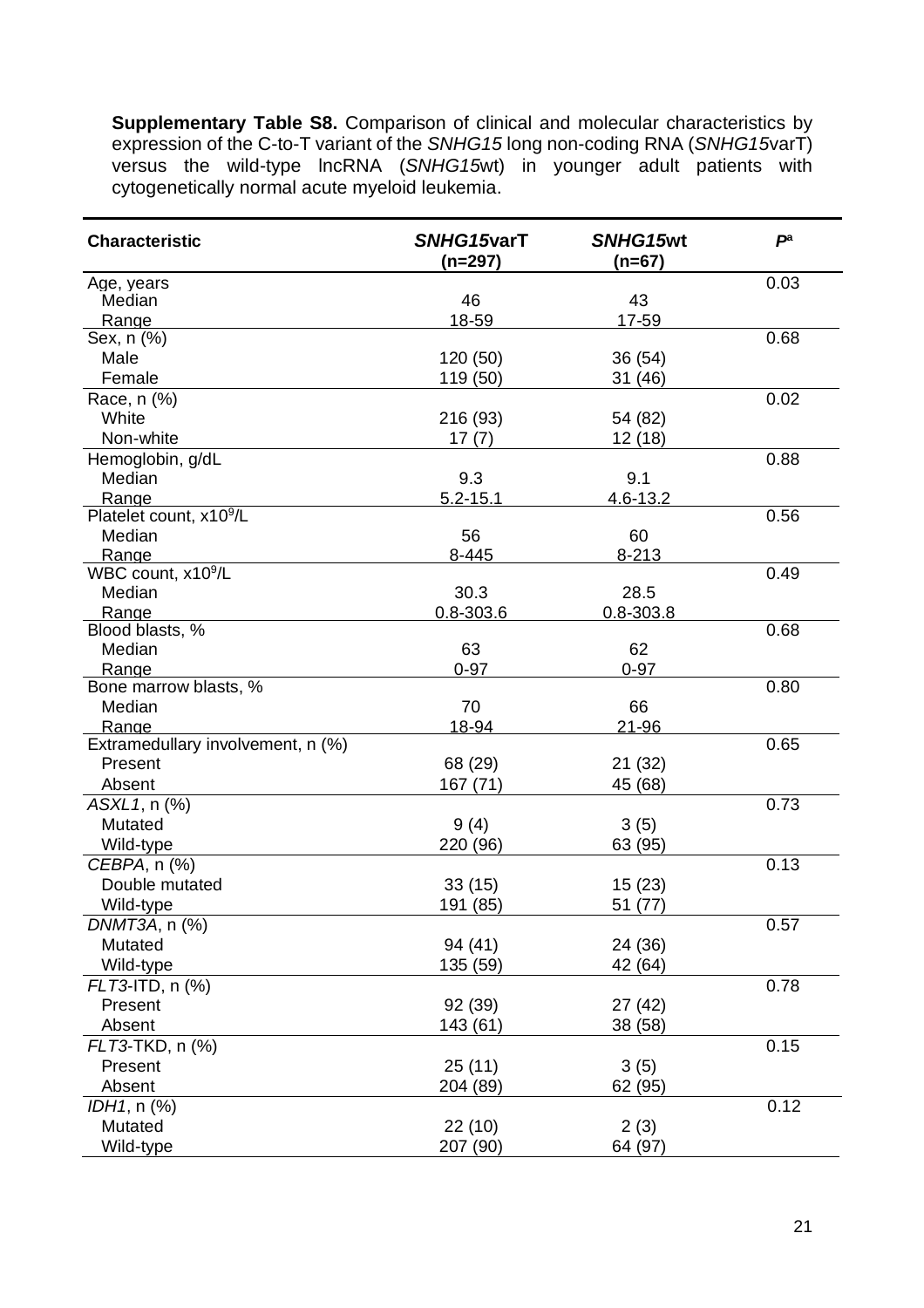**Supplementary Table S8.** Comparison of clinical and molecular characteristics by expression of the C-to-T variant of the *SNHG15* long non-coding RNA (*SNHG15*varT) versus the wild-type lncRNA (*SNHG15*wt) in younger adult patients with cytogenetically normal acute myeloid leukemia.

| Characteristic | *SNHG15*varT (n=297) | *SNHG15*wt (n=67) | $P$[a] |
|---|---|---|---|
| Age, years | | | 0.03 |
| Median | 46 | 43 | |
| Range | 18-59 | 17-59 | |
| Sex, n (%) | | | 0.68 |
| Male | 120 (50) | 36 (54) | |
| Female | 119 (50) | 31 (46) | |
| Race, n (%) | | | 0.02 |
| White | 216 (93) | 54 (82) | |
| Non-white | 17 (7) | 12 (18) | |
| Hemoglobin, g/dL | | | 0.88 |
| Median | 9.3 | 9.1 | |
| Range | 5.2-15.1 | 4.6-13.2 | |
| Platelet count, $x10^9$/L | | | 0.56 |
| Median | 56 | 60 | |
| Range | 8-445 | 8-213 | |
| WBC count, $x10^9$/L | | | 0.49 |
| Median | 30.3 | 28.5 | |
| Range | 0.8-303.6 | 0.8-303.8 | |
| Blood blasts, % | | | 0.68 |
| Median | 63 | 62 | |
| Range | 0-97 | 0-97 | |
| Bone marrow blasts, % | | | 0.80 |
| Median | 70 | 66 | |
| Range | 18-94 | 21-96 | |
| Extramedullary involvement, n (%) | | | 0.65 |
| Present | 68 (29) | 21 (32) | |
| Absent | 167 (71) | 45 (68) | |
| *ASXL1*, n (%) | | | 0.73 |
| Mutated | 9 (4) | 3 (5) | |
| Wild-type | 220 (96) | 63 (95) | |
| *CEBPA*, n (%) | | | 0.13 |
| Double mutated | 33 (15) | 15 (23) | |
| Wild-type | 191 (85) | 51 (77) | |
| *DNMT3A*, n (%) | | | 0.57 |
| Mutated | 94 (41) | 24 (36) | |
| Wild-type | 135 (59) | 42 (64) | |
| *FLT3*-ITD, n (%) | | | 0.78 |
| Present | 92 (39) | 27 (42) | |
| Absent | 143 (61) | 38 (58) | |
| *FLT3*-TKD, n (%) | | | 0.15 |
| Present | 25 (11) | 3 (5) | |
| Absent | 204 (89) | 62 (95) | |
| *IDH1*, n (%) | | | 0.12 |
| Mutated | 22 (10) | 2 (3) | |
| Wild-type | 207 (90) | 64 (97) | |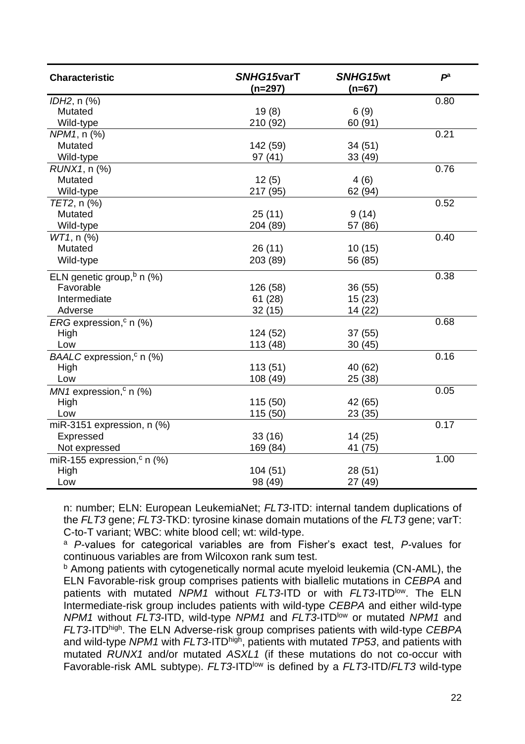| Characteristic | *SNHG15*varT (n=297) | *SNHG15*wt (n=67) | $P$[a] |
|---|---|---|---|
| *IDH2*, n (%) | | | 0.80 |
| Mutated | 19 (8) | 6 (9) | |
| Wild-type | 210 (92) | 60 (91) | |
| *NPM1*, n (%) | | | 0.21 |
| Mutated | 142 (59) | 34 (51) | |
| Wild-type | 97 (41) | 33 (49) | |
| *RUNX1*, n (%) | | | 0.76 |
| Mutated | 12 (5) | 4 (6) | |
| Wild-type | 217 (95) | 62 (94) | |
| *TET2*, n (%) | | | 0.52 |
| Mutated | 25 (11) | 9 (14) | |
| Wild-type | 204 (89) | 57 (86) | |
| *WT1*, n (%) | | | 0.40 |
| Mutated | 26 (11) | 10 (15) | |
| Wild-type | 203 (89) | 56 (85) | |
| ELN genetic group,[b] n (%) | | | 0.38 |
| Favorable | 126 (58) | 36 (55) | |
| Intermediate | 61 (28) | 15 (23) | |
| Adverse | 32 (15) | 14 (22) | |
| *ERG* expression,[c] n (%) | | | 0.68 |
| High | 124 (52) | 37 (55) | |
| Low | 113 (48) | 30 (45) | |
| *BAALC* expression,[c] n (%) | | | 0.16 |
| High | 113 (51) | 40 (62) | |
| Low | 108 (49) | 25 (38) | |
| *MN1* expression,[c] n (%) | | | 0.05 |
| High | 115 (50) | 42 (65) | |
| Low | 115 (50) | 23 (35) | |
| miR-3151 expression, n (%) | | | 0.17 |
| Expressed | 33 (16) | 14 (25) | |
| Not expressed | 169 (84) | 41 (75) | |
| miR-155 expression,[c] n (%) | | | 1.00 |
| High | 104 (51) | 28 (51) | |
| Low | 98 (49) | 27 (49) | |

n: number; ELN: European LeukemiaNet; *FLT3*-ITD: internal tandem duplications of the *FLT3* gene; *FLT3*-TKD: tyrosine kinase domain mutations of the *FLT3* gene; varT: C-to-T variant; WBC: white blood cell; wt: wild-type.

[a] *P*-values for categorical variables are from Fisher's exact test, *P*-values for continuous variables are from Wilcoxon rank sum test.

[b] Among patients with cytogenetically normal acute myeloid leukemia (CN-AML), the ELN Favorable-risk group comprises patients with biallelic mutations in *CEBPA* and patients with mutated *NPM1* without *FLT3*-ITD or with *FLT3*-ITD$^{low}$. The ELN Intermediate-risk group includes patients with wild-type *CEBPA* and either wild-type *NPM1* without *FLT3*-ITD, wild-type *NPM1* and *FLT3*-ITD$^{low}$ or mutated *NPM1* and *FLT3*-ITD$^{high}$. The ELN Adverse-risk group comprises patients with wild-type *CEBPA* and wild-type *NPM1* with *FLT3*-ITD$^{high}$, patients with mutated *TP53*, and patients with mutated *RUNX1* and/or mutated *ASXL1* (if these mutations do not co-occur with Favorable-risk AML subtype). *FLT3*-ITD$^{low}$ is defined by a *FLT3*-ITD/*FLT3* wild-type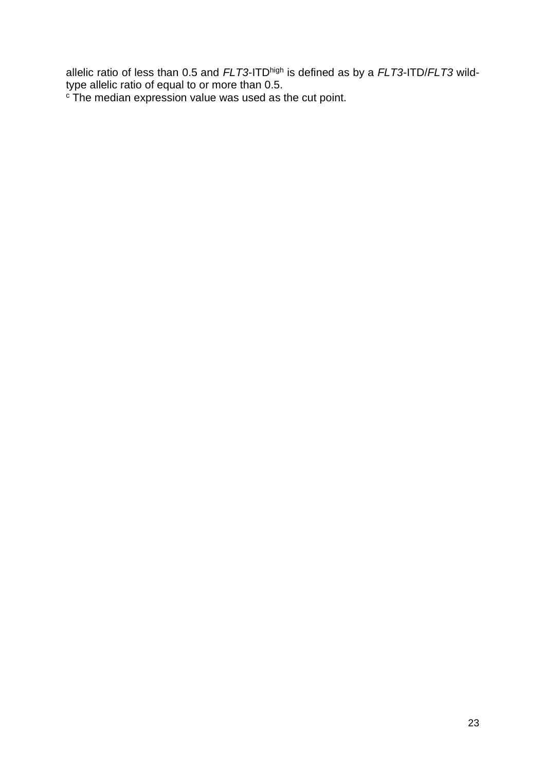allelic ratio of less than 0.5 and *FLT3*-ITD$^{high}$ is defined as by a *FLT3*-ITD/*FLT3* wild-type allelic ratio of equal to or more than 0.5.

[c] The median expression value was used as the cut point.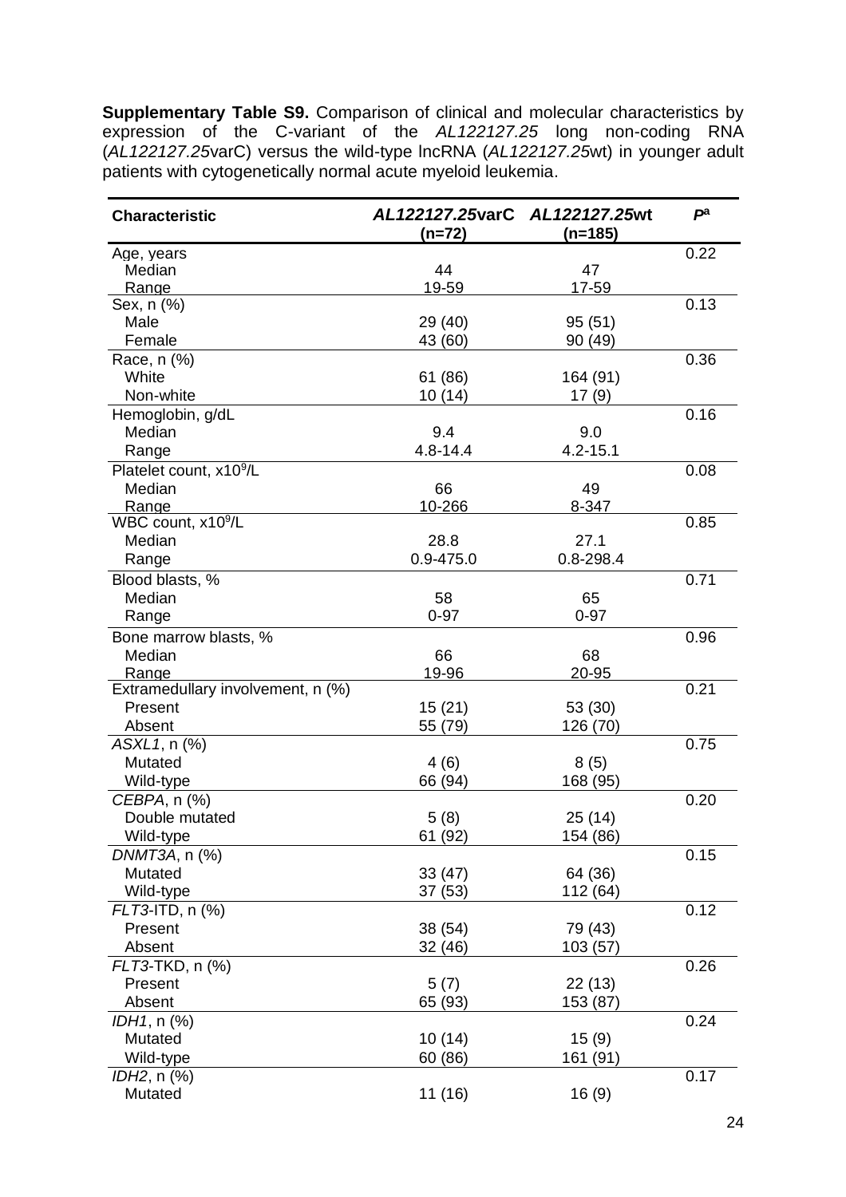**Supplementary Table S9.** Comparison of clinical and molecular characteristics by expression of the C-variant of the *AL122127.25* long non-coding RNA (*AL122127.25*varC) versus the wild-type lncRNA (*AL122127.25*wt) in younger adult patients with cytogenetically normal acute myeloid leukemia.

| Characteristic | ***AL122127.25*varC (n=72)** | ***AL122127.25*wt (n=185)** | ***P*[a]** |
|---|---|---|---|
| Age, years | | | 0.22 |
| Median | 44 | 47 | |
| Range | 19-59 | 17-59 | |
| Sex, n (%) | | | 0.13 |
| Male | 29 (40) | 95 (51) | |
| Female | 43 (60) | 90 (49) | |
| Race, n (%) | | | 0.36 |
| White | 61 (86) | 164 (91) | |
| Non-white | 10 (14) | 17 (9) | |
| Hemoglobin, g/dL | | | 0.16 |
| Median | 9.4 | 9.0 | |
| Range | 4.8-14.4 | 4.2-15.1 | |
| Platelet count, x10$^9$/L | | | 0.08 |
| Median | 66 | 49 | |
| Range | 10-266 | 8-347 | |
| WBC count, x10$^9$/L | | | 0.85 |
| Median | 28.8 | 27.1 | |
| Range | 0.9-475.0 | 0.8-298.4 | |
| Blood blasts, % | | | 0.71 |
| Median | 58 | 65 | |
| Range | 0-97 | 0-97 | |
| Bone marrow blasts, % | | | 0.96 |
| Median | 66 | 68 | |
| Range | 19-96 | 20-95 | |
| Extramedullary involvement, n (%) | | | 0.21 |
| Present | 15 (21) | 53 (30) | |
| Absent | 55 (79) | 126 (70) | |
| *ASXL1*, n (%) | | | 0.75 |
| Mutated | 4 (6) | 8 (5) | |
| Wild-type | 66 (94) | 168 (95) | |
| *CEBPA*, n (%) | | | 0.20 |
| Double mutated | 5 (8) | 25 (14) | |
| Wild-type | 61 (92) | 154 (86) | |
| *DNMT3A*, n (%) | | | 0.15 |
| Mutated | 33 (47) | 64 (36) | |
| Wild-type | 37 (53) | 112 (64) | |
| *FLT3*-ITD, n (%) | | | 0.12 |
| Present | 38 (54) | 79 (43) | |
| Absent | 32 (46) | 103 (57) | |
| *FLT3*-TKD, n (%) | | | 0.26 |
| Present | 5 (7) | 22 (13) | |
| Absent | 65 (93) | 153 (87) | |
| *IDH1*, n (%) | | | 0.24 |
| Mutated | 10 (14) | 15 (9) | |
| Wild-type | 60 (86) | 161 (91) | |
| *IDH2*, n (%) | | | 0.17 |
| Mutated | 11 (16) | 16 (9) | |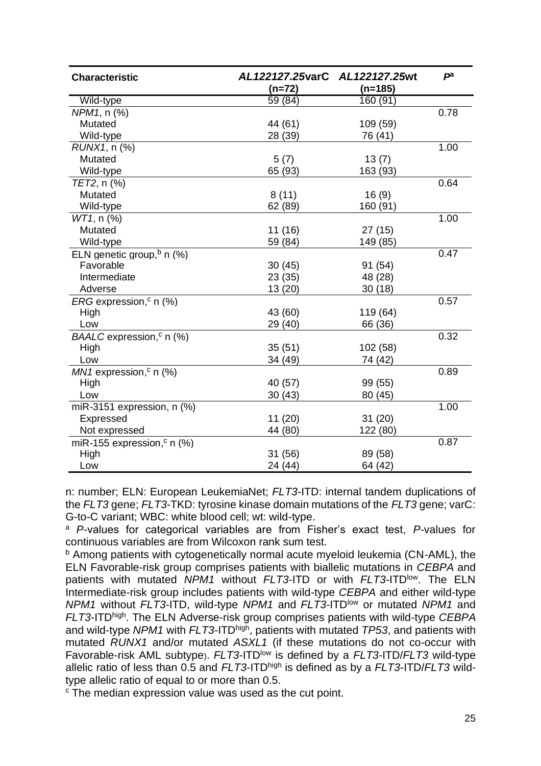| Characteristic | *AL122127.25*varC (n=72) | *AL122127.25*wt (n=185) | *P*[a] |
|---|---|---|---|
| Wild-type | 59 (84) | 160 (91) | |
| *NPM1*, n (%) | | | 0.78 |
| Mutated | 44 (61) | 109 (59) | |
| Wild-type | 28 (39) | 76 (41) | |
| *RUNX1*, n (%) | | | 1.00 |
| Mutated | 5 (7) | 13 (7) | |
| Wild-type | 65 (93) | 163 (93) | |
| *TET2*, n (%) | | | 0.64 |
| Mutated | 8 (11) | 16 (9) | |
| Wild-type | 62 (89) | 160 (91) | |
| *WT1*, n (%) | | | 1.00 |
| Mutated | 11 (16) | 27 (15) | |
| Wild-type | 59 (84) | 149 (85) | |
| ELN genetic group,[b] n (%) | | | 0.47 |
| Favorable | 30 (45) | 91 (54) | |
| Intermediate | 23 (35) | 48 (28) | |
| Adverse | 13 (20) | 30 (18) | |
| *ERG* expression,[c] n (%) | | | 0.57 |
| High | 43 (60) | 119 (64) | |
| Low | 29 (40) | 66 (36) | |
| *BAALC* expression,[c] n (%) | | | 0.32 |
| High | 35 (51) | 102 (58) | |
| Low | 34 (49) | 74 (42) | |
| *MN1* expression,[c] n (%) | | | 0.89 |
| High | 40 (57) | 99 (55) | |
| Low | 30 (43) | 80 (45) | |
| miR-3151 expression, n (%) | | | 1.00 |
| Expressed | 11 (20) | 31 (20) | |
| Not expressed | 44 (80) | 122 (80) | |
| miR-155 expression,[c] n (%) | | | 0.87 |
| High | 31 (56) | 89 (58) | |
| Low | 24 (44) | 64 (42) | |

n: number; ELN: European LeukemiaNet; *FLT3*-ITD: internal tandem duplications of the *FLT3* gene; *FLT3*-TKD: tyrosine kinase domain mutations of the *FLT3* gene; varC: G-to-C variant; WBC: white blood cell; wt: wild-type.

[a] *P*-values for categorical variables are from Fisher's exact test, *P*-values for continuous variables are from Wilcoxon rank sum test.

[b] Among patients with cytogenetically normal acute myeloid leukemia (CN-AML), the ELN Favorable-risk group comprises patients with biallelic mutations in *CEBPA* and patients with mutated *NPM1* without *FLT3*-ITD or with *FLT3*-ITD$^{low}$. The ELN Intermediate-risk group includes patients with wild-type *CEBPA* and either wild-type *NPM1* without *FLT3*-ITD, wild-type *NPM1* and *FLT3*-ITD$^{low}$ or mutated *NPM1* and *FLT3*-ITD$^{high}$. The ELN Adverse-risk group comprises patients with wild-type *CEBPA* and wild-type *NPM1* with *FLT3*-ITD$^{high}$, patients with mutated *TP53*, and patients with mutated *RUNX1* and/or mutated *ASXL1* (if these mutations do not co-occur with Favorable-risk AML subtype). *FLT3*-ITD$^{low}$ is defined by a *FLT3*-ITD/*FLT3* wild-type allelic ratio of less than 0.5 and *FLT3*-ITD$^{high}$ is defined as by a *FLT3*-ITD/*FLT3* wild-type allelic ratio of equal to or more than 0.5.

[c] The median expression value was used as the cut point.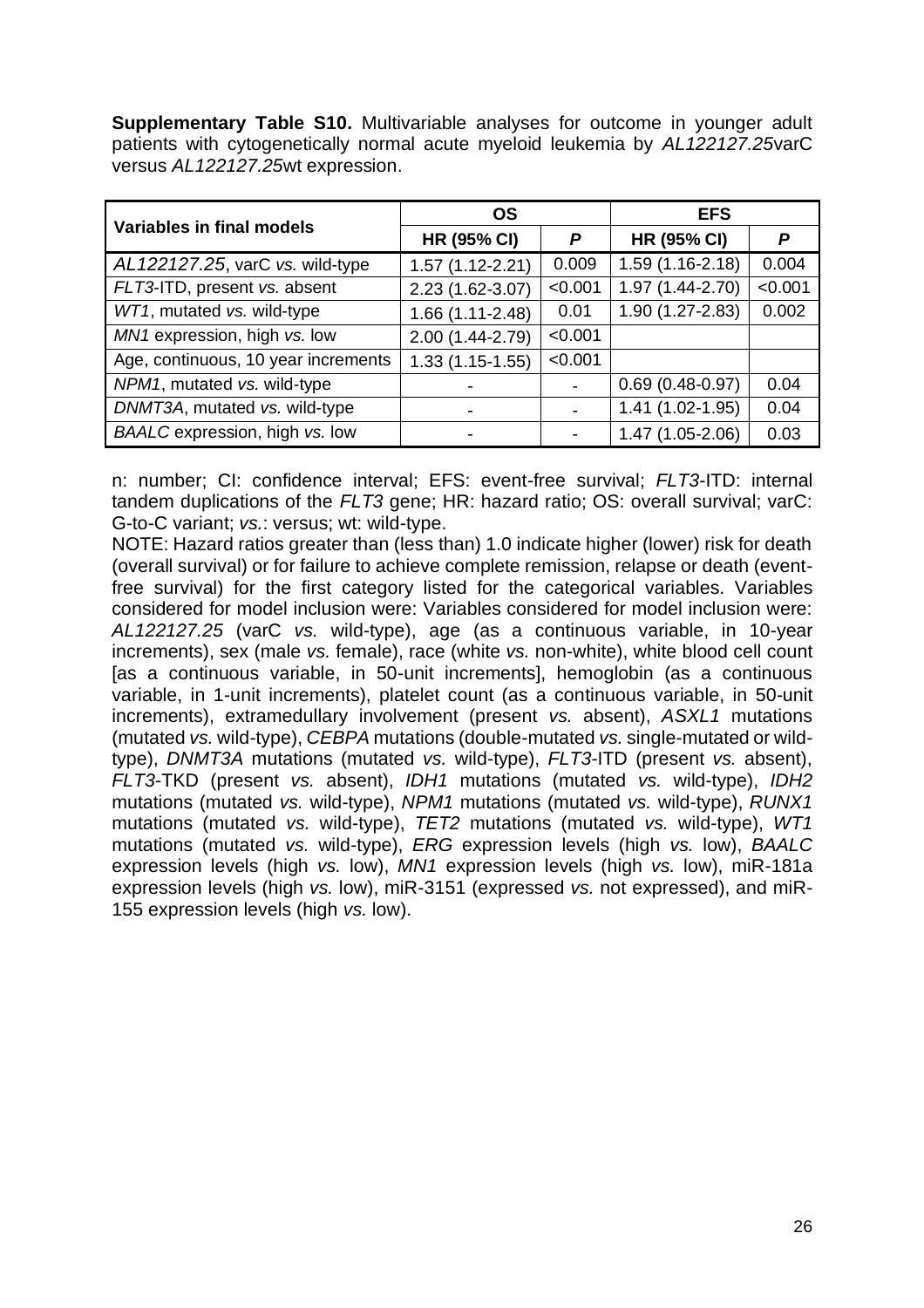**Supplementary Table S10.** Multivariable analyses for outcome in younger adult patients with cytogenetically normal acute myeloid leukemia by *AL122127.25*varC versus *AL122127.25*wt expression.

| Variables in final models | OS | | EFS | |
|---|---|---|---|---|
| | **HR (95% CI)** | ***P*** | **HR (95% CI)** | ***P*** |
| *AL122127.25*, varC *vs.* wild-type | 1.57 (1.12-2.21) | 0.009 | 1.59 (1.16-2.18) | 0.004 |
| *FLT3*-ITD, present *vs.* absent | 2.23 (1.62-3.07) | <0.001 | 1.97 (1.44-2.70) | <0.001 |
| *WT1*, mutated *vs.* wild-type | 1.66 (1.11-2.48) | 0.01 | 1.90 (1.27-2.83) | 0.002 |
| *MN1* expression, high *vs.* low | 2.00 (1.44-2.79) | <0.001 | | |
| Age, continuous, 10 year increments | 1.33 (1.15-1.55) | <0.001 | | |
| *NPM1*, mutated *vs.* wild-type | - | - | 0.69 (0.48-0.97) | 0.04 |
| *DNMT3A*, mutated *vs.* wild-type | - | - | 1.41 (1.02-1.95) | 0.04 |
| *BAALC* expression, high *vs.* low | - | - | 1.47 (1.05-2.06) | 0.03 |

n: number; CI: confidence interval; EFS: event-free survival; *FLT3*-ITD: internal tandem duplications of the *FLT3* gene; HR: hazard ratio; OS: overall survival; varC: G-to-C variant; *vs.*: versus; wt: wild-type.

NOTE: Hazard ratios greater than (less than) 1.0 indicate higher (lower) risk for death (overall survival) or for failure to achieve complete remission, relapse or death (event-free survival) for the first category listed for the categorical variables. Variables considered for model inclusion were: Variables considered for model inclusion were: *AL122127.25* (varC *vs.* wild-type), age (as a continuous variable, in 10-year increments), sex (male *vs.* female), race (white *vs.* non-white), white blood cell count [as a continuous variable, in 50-unit increments], hemoglobin (as a continuous variable, in 1-unit increments), platelet count (as a continuous variable, in 50-unit increments), extramedullary involvement (present *vs.* absent), *ASXL1* mutations (mutated *vs.* wild-type), *CEBPA* mutations (double-mutated *vs.* single-mutated or wild-type), *DNMT3A* mutations (mutated *vs.* wild-type), *FLT3*-ITD (present *vs.* absent), *FLT3*-TKD (present *vs.* absent), *IDH1* mutations (mutated *vs.* wild-type), *IDH2* mutations (mutated *vs.* wild-type), *NPM1* mutations (mutated *vs.* wild-type), *RUNX1* mutations (mutated *vs.* wild-type), *TET2* mutations (mutated *vs.* wild-type), *WT1* mutations (mutated *vs.* wild-type), *ERG* expression levels (high *vs.* low), *BAALC* expression levels (high *vs.* low), *MN1* expression levels (high *vs.* low), miR-181a expression levels (high *vs.* low), miR-3151 (expressed *vs.* not expressed), and miR-155 expression levels (high *vs.* low).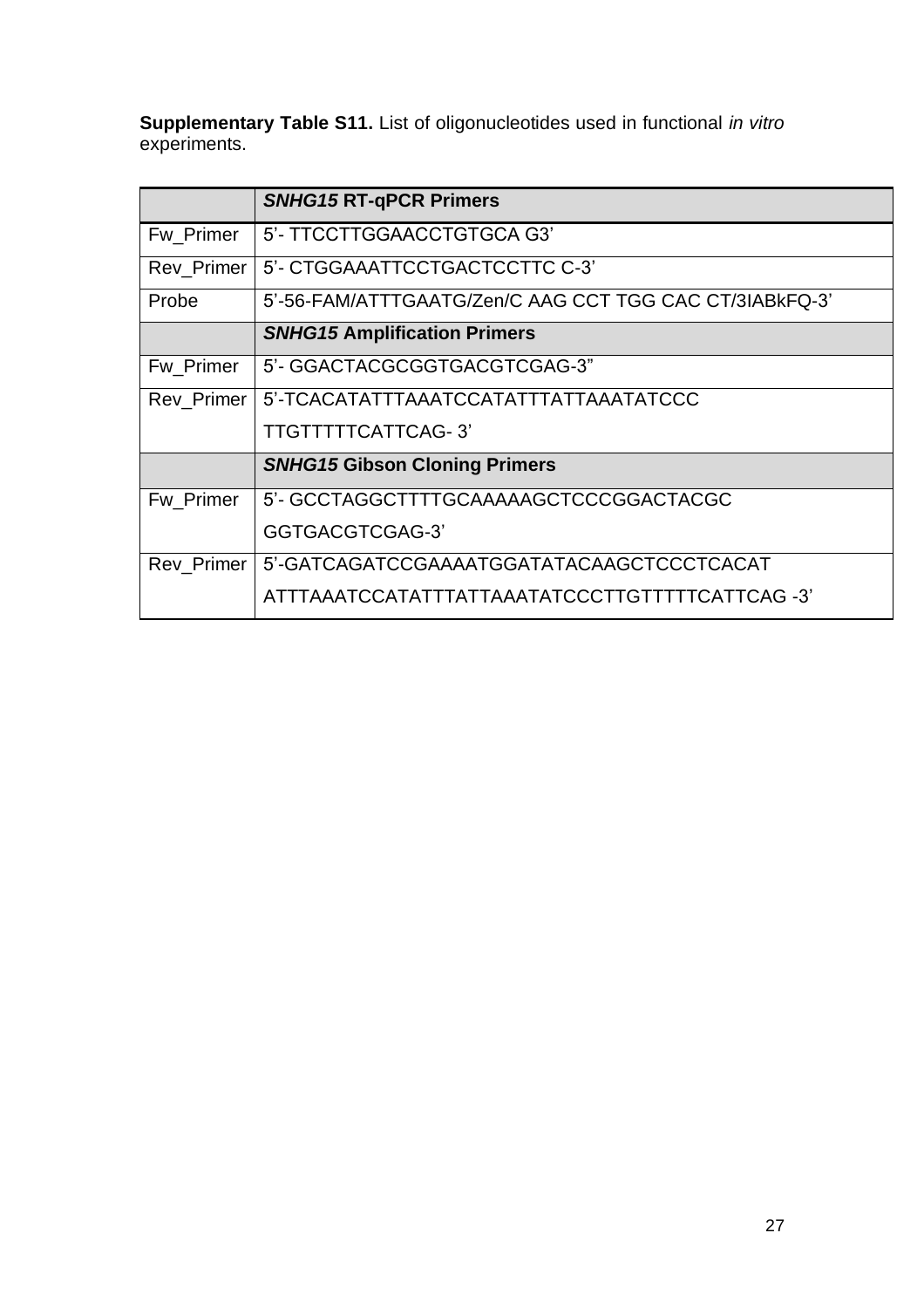**Supplementary Table S11.** List of oligonucleotides used in functional *in vitro* experiments.

| | ***SNHG15* RT-qPCR Primers** |
|---|---|
| Fw_Primer | 5'- TTCCTTGGAACCTGTGCA G3' |
| Rev_Primer | 5'- CTGGAAATTCCTGACTCCTTC C-3' |
| Probe | 5'-56-FAM/ATTTGAATG/Zen/C AAG CCT TGG CAC CT/3IABkFQ-3' |
| | ***SNHG15* Amplification Primers** |
| Fw_Primer | 5'- GGACTACGCGGTGACGTCGAG-3" |
| Rev_Primer | 5'-TCACATATTTAAATCCATATTTATTAAATATCCC TTGTTTTTCATTCAG- 3' |
| | ***SNHG15* Gibson Cloning Primers** |
| Fw_Primer | 5'- GCCTAGGCTTTTGCAAAAAGCTCCCGGACTACGC GGTGACGTCGAG-3' |
| Rev_Primer | 5'-GATCAGATCCGAAAATGGATATACAAGCTCCCTCACAT ATTTAAATCCATATTTATTAAATATCCCTTGTTTTTCATTCAG -3' |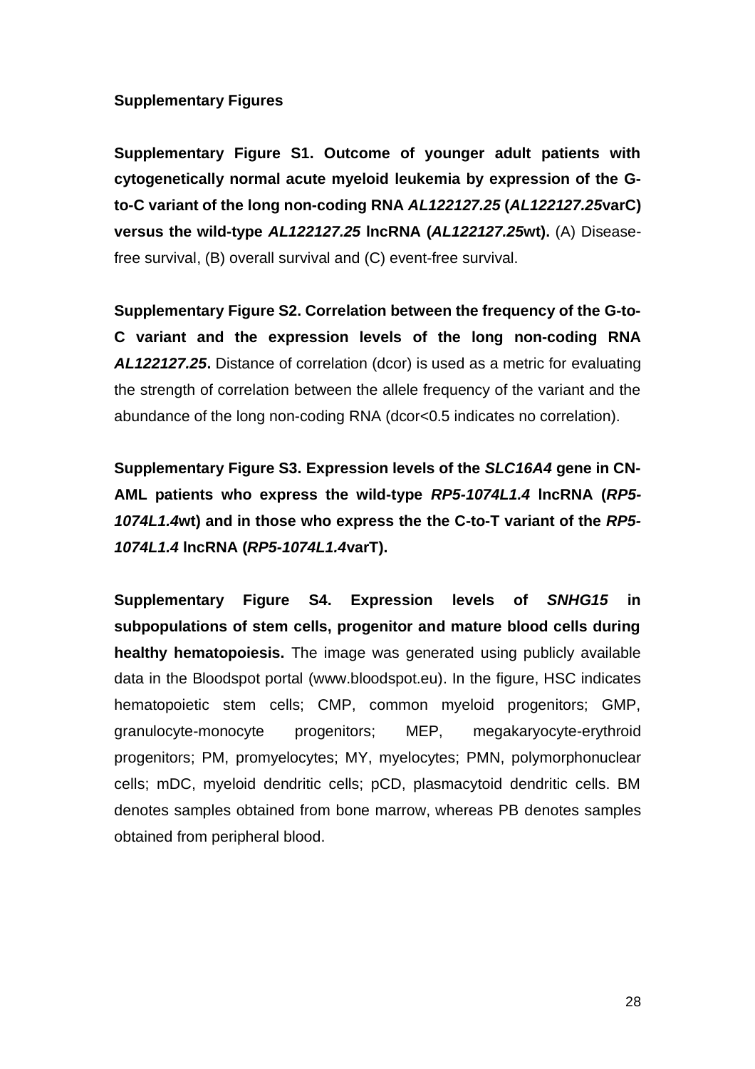**Supplementary Figures**

**Supplementary Figure S1. Outcome of younger adult patients with cytogenetically normal acute myeloid leukemia by expression of the G-to-C variant of the long non-coding RNA *AL122127.25* (*AL122127.25*varC) versus the wild-type *AL122127.25* lncRNA (*AL122127.25*wt).** (A) Disease-free survival, (B) overall survival and (C) event-free survival.

**Supplementary Figure S2. Correlation between the frequency of the G-to-C variant and the expression levels of the long non-coding RNA *AL122127.25*.** Distance of correlation (dcor) is used as a metric for evaluating the strength of correlation between the allele frequency of the variant and the abundance of the long non-coding RNA (dcor<0.5 indicates no correlation).

**Supplementary Figure S3. Expression levels of the *SLC16A4* gene in CN-AML patients who express the wild-type *RP5-1074L1.4* lncRNA (*RP5-1074L1.4*wt) and in those who express the the C-to-T variant of the *RP5-1074L1.4* lncRNA (*RP5-1074L1.4*varT).**

**Supplementary Figure S4. Expression levels of *SNHG15* in subpopulations of stem cells, progenitor and mature blood cells during healthy hematopoiesis.** The image was generated using publicly available data in the Bloodspot portal (www.bloodspot.eu). In the figure, HSC indicates hematopoietic stem cells; CMP, common myeloid progenitors; GMP, granulocyte-monocyte progenitors; MEP, megakaryocyte-erythroid progenitors; PM, promyelocytes; MY, myelocytes; PMN, polymorphonuclear cells; mDC, myeloid dendritic cells; pCD, plasmacytoid dendritic cells. BM denotes samples obtained from bone marrow, whereas PB denotes samples obtained from peripheral blood.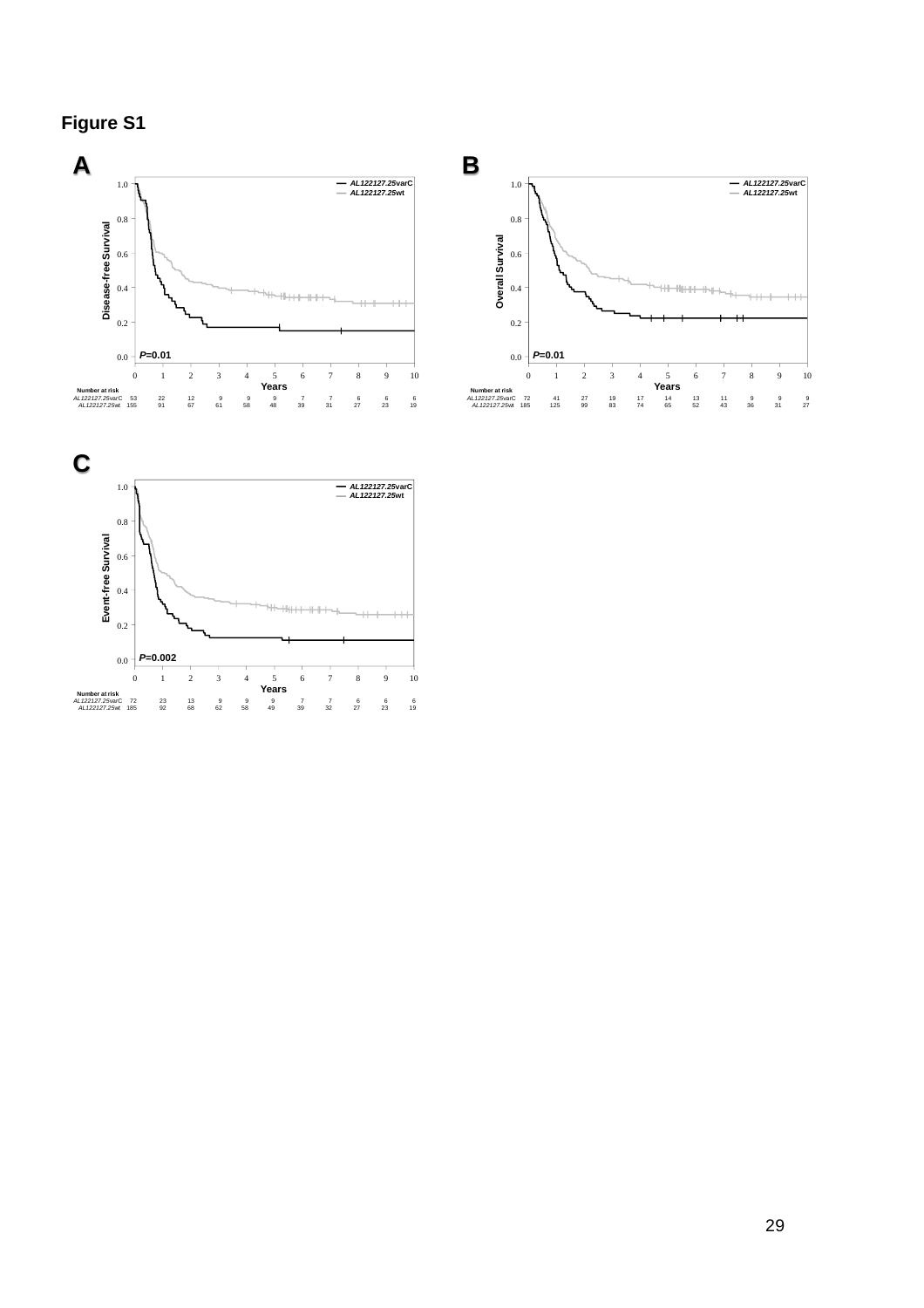# Figure S1

**A**

| Number at risk | 0 | 1 | 2 | 3 | 4 | 5 | 6 | 7 | 8 | 9 | 10 |
|---|---|---|---|---|---|---|---|---|---|---|---|
| *AL122127.25*varC | 53 | 22 | 12 | 9 | 9 | 9 | 7 | 7 | 6 | 6 | 6 |
| *AL122127.25*wt | 155 | 91 | 67 | 61 | 58 | 48 | 39 | 31 | 27 | 23 | 19 |

*P*=0.01

**B**

| Number at risk | 0 | 1 | 2 | 3 | 4 | 5 | 6 | 7 | 8 | 9 | 10 |
|---|---|---|---|---|---|---|---|---|---|---|---|
| *AL122127.25*varC | 72 | 41 | 27 | 19 | 17 | 14 | 13 | 11 | 9 | 9 | 9 |
| *AL122127.25*wt | 185 | 125 | 99 | 83 | 74 | 65 | 52 | 43 | 36 | 31 | 27 |

*P*=0.01

**C**

| Number at risk | 0 | 1 | 2 | 3 | 4 | 5 | 6 | 7 | 8 | 9 | 10 |
|---|---|---|---|---|---|---|---|---|---|---|---|
| *AL122127.25*varC | 72 | 23 | 13 | 9 | 9 | 9 | 7 | 7 | 6 | 6 | 6 |
| *AL122127.25*wt | 185 | 92 | 68 | 62 | 58 | 49 | 39 | 32 | 27 | 23 | 19 |

*P*=0.002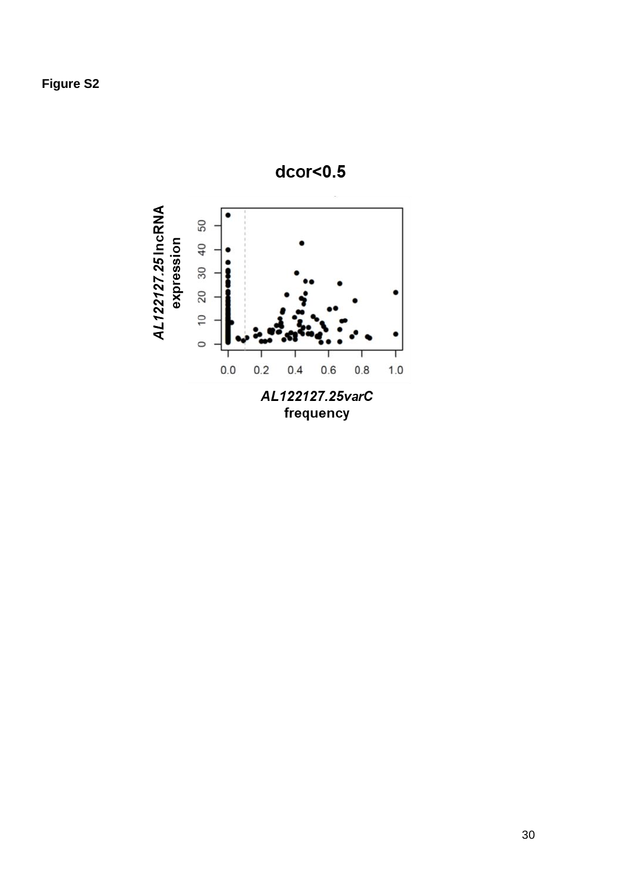**Figure S2**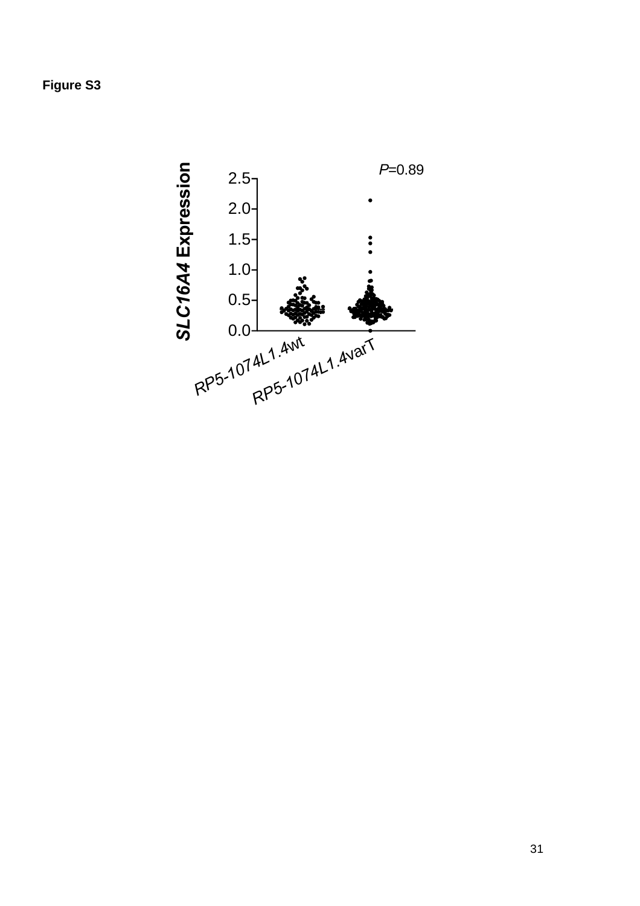**Figure S3**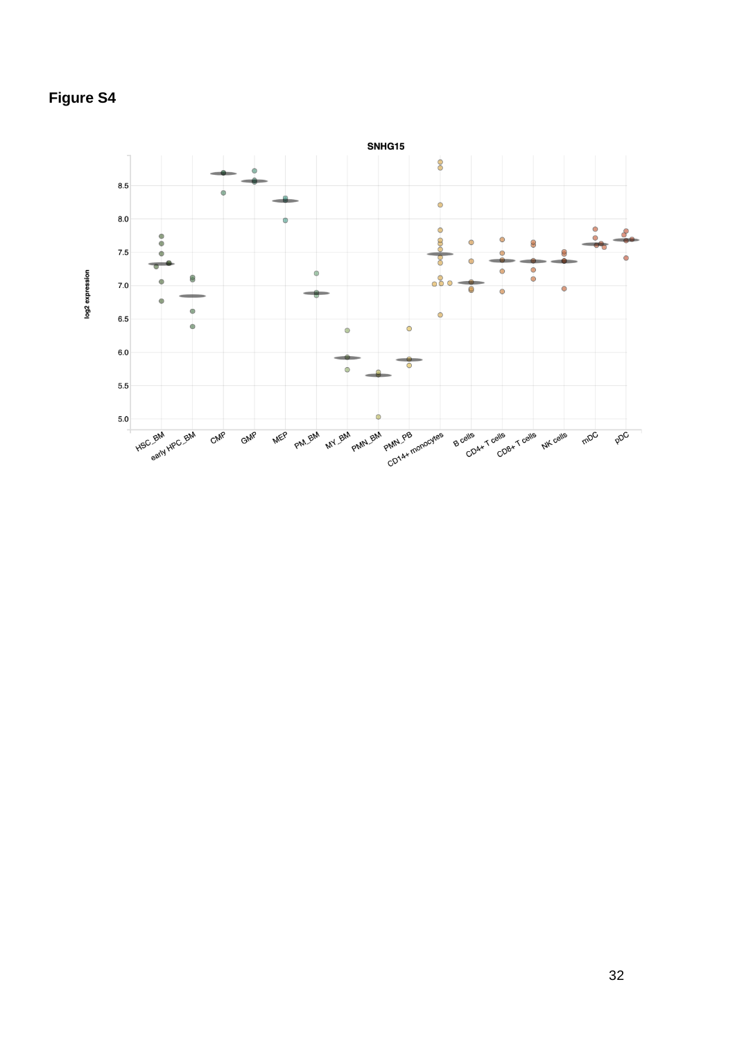# Figure S4

SNHG15

log2 expression

8.5
8.0
7.5
7.0
6.5
6.0
5.5
5.0

HSC_BM
early HPC_BM
CMP
GMP
MEP
PM_BM
MY_BM
PMN_BM
PMN_PB
CD14+ monocytes
B cells
CD4+ T cells
CD8+ T cells
NK cells
mDC
pDC